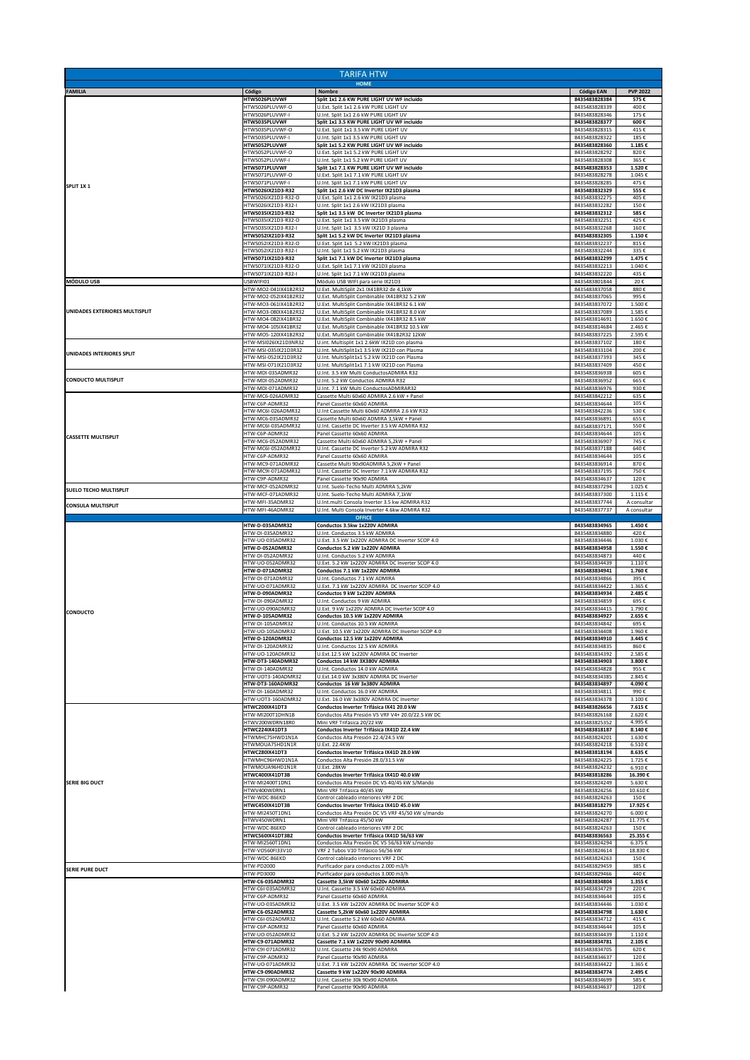# TARIFA HTW

## HOME

| FAMILIA | Código | Nombre | Código EAN | PVP 2022 |
|---|---|---|---|---|
| SPLIT 1X 1 | **HTWS026PLUVWF** | **Split 1x1 2.6 KW PURE LIGHT UV WF incluido** | **8435483828384** | **575 €** |
| | HTWS026PLUVWF-O | U.Ext. Split 1x1 2.6 KW PURE LIGHT UV | 8435483828339 | 400 € |
| | HTWS026PLUVWF-I | U.Int. Split 1x1 2.6 KW PURE LIGHT UV | 8435483828346 | 175 € |
| | **HTWS035PLUVWF** | **Split 1x1 3.5 KW PURE LIGHT UV WF incluido** | **8435483828377** | **600 €** |
| | HTWS035PLUVWF-O | U.Ext. Split 1x1 3.5 kW PURE LIGHT UV | 8435483828315 | 415 € |
| | HTWS035PLUVWF-I | U.Int. Split 1x1 3.5 kW PURE LIGHT UV | 8435483828322 | 185 € |
| | **HTWS052PLUVWF** | **Split 1x1 5.2 KW PURE LIGHT UV WF incluido** | **8435483828360** | **1.185 €** |
| | HTWS052PLUVWF-O | U.Ext. Split 1x1 5.2 kW PURE LIGHT UV | 8435483828292 | 820 € |
| | HTWS052PLUVWF-I | U.Int. Split 1x1 5.2 kW PURE LIGHT UV | 8435483828308 | 365 € |
| | **HTWS071PLUVWF** | **Split 1x1 7.1 KW PURE LIGHT UV WF incluido** | **8435483828353** | **1.520 €** |
| | HTWS071PLUVWF-O | U.Ext. Split 1x1 7.1 kW PURE LIGHT UV | 8435483828278 | 1.045 € |
| | HTWS071PLUVWF-I | U.Int. Split 1x1 7.1 kW PURE LIGHT UV | 8435483828285 | 475 € |
| | **HTWS026IX21D3-R32** | **Split 1x1 2.6 kW DC Inverter IX21D3 plasma** | **8435483832329** | **555 €** |
| | HTWS026IX21D3-R32-O | U.Ext. Split 1x1 2.6 kW IX21D3 plasma | 8435483832275 | 405 € |
| | HTWS026IX21D3-R32-I | U.Int. Split 1x1 2.6 kW IX21D3 plasma | 8435483832282 | 150 € |
| | **HTWS035IX21D3-R32** | **Split 1x1 3.5 kW DC Inverter IX21D3 plasma** | **8435483832312** | **585 €** |
| | HTWS035IX21D3-R32-O | U.Ext. Split 1x1 3.5 kW IX21D3 plasma | 8435483832251 | 425 € |
| | HTWS035IX21D3-R32-I | U.Int. Split 1x1 3.5 kW IX21D 3 plasma | 8435483832268 | 160 € |
| | **HTWS052IX21D3-R32** | **Split 1x1 5.2 kW DC Inverter IX21D3 plasma** | **8435483832305** | **1.150 €** |
| | HTWS052IX21D3-R32-O | U.Ext. Split 1x1 5.2 kW IX21D3 plasma | 8435483832237 | 815 € |
| | HTWS052IX21D3-R32-I | U.Int. Split 1x1 5.2 kW IX21D3 plasma | 8435483832244 | 335 € |
| | **HTWS071IX21D3-R32** | **Split 1x1 7.1 kW DC Inverter IX21D3 plasma** | **8435483832299** | **1.475 €** |
| | HTWS071IX21D3-R32-O | U.Ext. Split 1x1 7.1 kW IX21D3 plasma | 8435483832213 | 1.040 € |
| | HTWS071IX21D3-R32-I | U.Int. Split 1x1 7.1 kW IX21D3 plasma | 8435483832220 | 435 € |
| MÓDULO USB | USBWIFI01 | Módulo USB WIFI para serie IX21D3 | 8435483801844 | 20 € |
| UNIDADES EXTERIORES MULTISPLIT | HTW-MO2-041IX41B2R32 | U.Ext. MultiSplit 2x1 IX41BR32 de 4,1kW | 8435483837058 | 880 € |
| | HTW-MO2-052IX41B2R32 | U.Ext. MultiSplit Combinable IX41BR32 5.2 kW | 8435483837065 | 995 € |
| | HTW-MO3-061IX41B2R32 | U.Ext. MultiSplit Combinable IX41BR32 6.1 kW | 8435483837072 | 1.500 € |
| | HTW-MO3-080IX41B2R32 | U.Ext. MultiSplit Combinable IX41BR32 8.0 kW | 8435483837089 | 1.585 € |
| | HTW-MO4-082IX41BR32 | U.Ext. MultiSplit Combinable IX41BR32 8.5 kW | 8435483814691 | 1.650 € |
| | HTW-MO4-105IX41BR32 | U.Ext. MultiSplit Combinable IX41BR32 10.5 kW | 8435483814684 | 2.465 € |
| | HTW-MO5-120IX41B2R32 | U.Ext. MultiSplit Combinable IX41B2R32 12kW | 8435483837225 | 2.595 € |
| UNIDADES INTERIORES SPLIT | HTW-MSI026IX21D3NR32 | U.int. Multisplit 1x1 2.6kW IX21D con plasma | 8435483837102 | 180 € |
| | HTW-MSI-035IX21D3R32 | U.Int. MultiSplit1x1 3.5 kW IX21D con Plasma | 8435483833104 | 200 € |
| | HTW-MSI-052IX21D3R32 | U.Int. MultiSplit1x1 5.2 kW IX21D con Plasma | 8435483837393 | 345 € |
| | HTW-MSI-071IX21D3R32 | U.Int. MultiSplit1x1 7.1 kW IX21D con Plasma | 8435483837409 | 450 € |
| CONDUCTO MULTISPLIT | HTW-MDI-035ADMIR32 | U.Int. 3.5 kW Multi ConductosADMIRA R32 | 8435483836938 | 605 € |
| | HTW-MDI-052ADMIR32 | U.Int. 5.2 kW Conductos ADMIRA R32 | 8435483836952 | 665 € |
| | HTW-MDI-071ADMIR32 | U.Int. 7.1 kW Multi ConductosADMIRAR32 | 8435483836976 | 930 € |
| CASSETTE MULTISPLIT | HTW-MC6-026ADMIR32 | Cassette Multi 60x60 ADMIRA 2.6 kW + Panel | 8435483842212 | 635 € |
| | HTW-C6P-ADMIR32 | Panel Cassette 60x60 ADMIRA | 8435483834644 | 105 € |
| | HTW-MC6I-026ADMIR32 | U.Int Cassette Multi 60x60 ADMIRA 2.6 kW R32 | 8435483842236 | 530 € |
| | HTW-MC6-035ADMIR32 | Cassette Multi 60x60 ADMIRA 3,5kW + Panel | 8435483836891 | 655 € |
| | HTW-MC6I-035ADMIR32 | U.Int. Cassette DC Inverter 3.5 kW ADMIRA R32 | 8435483837171 | 550 € |
| | HTW-C6P-ADMIR32 | Panel Cassette 60x60 ADMIRA | 8435483834644 | 105 € |
| | HTW-MC6-052ADMIR32 | Cassette Multi 60x60 ADMIRA 5,2kW + Panel | 8435483836907 | 745 € |
| | HTW-MC6I-052ADMIR32 | U.Int. Cassette DC Inverter 5.2 kW ADMIRA R32 | 8435483837188 | 640 € |
| | HTW-C6P-ADMIR32 | Panel Cassette 60x60 ADMIRA | 8435483834644 | 105 € |
| | HTW-MC9-071ADMIR32 | Cassette Multi 90x90ADMIRA 5,2kW + Panel | 8435483836914 | 870 € |
| | HTW-MC9I-071ADMIR32 | U.Int. Cassette DC Inverter 7.1 kW ADMIRA R32 | 8435483837195 | 750 € |
| | HTW-C9P-ADMIR32 | Panel Cassette 90x90 ADMIRA | 8435483834637 | 120 € |
| SUELO TECHO MULTISPLIT | HTW-MCF-052ADMIR32 | U.Int. Suelo-Techo Multi ADMIRA 5,2kW | 8435483837294 | 1.025 € |
| | HTW-MCF-071ADMIR32 | U.Int. Suelo-Techo Multi ADMIRA 7,1kW | 8435483837300 | 1.115 € |
| CONSULA MULTISPLIT | HTW-MFI-35ADMIR32 | U.Int.multi Consola Inverter 3.5 kW ADMIRA R32 | 8435483837744 | A consultar |
| | HTW-MFI-46ADMIR32 | U.Int. Multi Consola Inverter 4.6kW ADMIRA R32 | 8435483837737 | A consultar |

## OFFICE

| FAMILIA | Código | Nombre | Código EAN | PVP 2022 |
|---|---|---|---|---|
| CONDUCTO | **HTW-D-035ADMIR32** | **Conductos 3.5kw 1x220V ADMIRA** | **8435483834965** | **1.450 €** |
| | HTW-DI-035ADMIR32 | U.Int. Conductos 3.5 kW ADMIRA | 8435483834880 | 420 € |
| | HTW-UO-035ADMIR32 | U.Ext. 3.5 kW 1x220V ADMIRA DC Inverter SCOP 4.0 | 8435483834446 | 1.030 € |
| | **HTW-D-052ADMIR32** | **Conductos 5.2 kW 1x220V ADMIRA** | **8435483834958** | **1.550 €** |
| | HTW-DI-052ADMIR32 | U.Int. Conductos 5.2 kW ADMIRA | 8435483834873 | 440 € |
| | HTW-UO-052ADMIR32 | U.Ext. 5.2 kW 1x220V ADMIRA DC Inverter SCOP 4.0 | 8435483834439 | 1.110 € |
| | **HTW-D-071ADMIR32** | **Conductos 7.1 kW 1x220V ADMIRA** | **8435483834941** | **1.760 €** |
| | HTW-DI-071ADMIR32 | U.Int. Conductos 7.1 kW ADMIRA | 8435483834866 | 395 € |
| | HTW-UO-071ADMIR32 | U.Ext. 7.1 kW 1x220V ADMIRA DC Inverter SCOP 4.0 | 8435483834422 | 1.365 € |
| | **HTW-D-090ADMIR32** | **Conductos 9 kW 1x220V ADMIRA** | **8435483834934** | **2.485 €** |
| | HTW-DI-090ADMIR32 | U.Int. Conductos 9 kW ADMIRA | 8435483834859 | 695 € |
| | HTW-UO-090ADMIR32 | U.Ext. 9 kW 1x220V ADMIRA DC Inverter SCOP 4.0 | 8435483834415 | 1.790 € |
| | **HTW-D-105ADMIR32** | **Conductos 10.5 kW 1x220V ADMIRA** | **8435483834927** | **2.655 €** |
| | HTW-DI-105ADMIR32 | U.Int. Conductos 10.5 kW ADMIRA | 8435483834842 | 695 € |
| | HTW-UO-105ADMIR32 | U.Ext. 10.5 kW 1x220V ADMIRA DC Inverter SCOP 4.0 | 8435483834408 | 1.960 € |
| | **HTW-D-120ADMIR32** | **Conductos 12.5 kW 1x220V ADMIRA** | **8435483834910** | **3.445 €** |
| | HTW-DI-120ADMIR32 | U.Int. Conductos 12.5 kW ADMIRA | 8435483834835 | 860 € |
| | HTW-UO-120ADMIR32 | U.Ext.12.5 kW 1x220V ADMIRA DC Inverter | 8435483834392 | 2.585 € |
| | **HTW-DT3-140ADMIR32** | **Conductos 14 kW 3X380V ADMIRA** | **8435483834903** | **3.800 €** |
| | HTW-DI-140ADMIR32 | U.Int. Conductos 14.0 kW ADMIRA | 8435483834828 | 955 € |
| | HTW-UOT3-140ADMIR32 | U.Ext.14.0 kW 3x380V ADMIRA DC Inverter | 8435483834385 | 2.845 € |
| | **HTW-DT3-160ADMIR32** | **Conductos 16 kW 3x380V ADMIRA** | **8435483834897** | **4.090 €** |
| | HTW-DI-160ADMIR32 | U.Int. Conductos 16.0 kW ADMIRA | 8435483834811 | 990 € |
| | HTW-UOT3-160ADMIR32 | U.Ext. 16.0 kW 3x380V ADMIRA DC Inverter | 8435483834378 | 3.100 € |
| SERIE BIG DUCT | **HTWC200IX41DT3** | **Conductos Inverter Trifásica IX41 20.0 kW** | **8435483826656** | **7.615 €** |
| | HTW-MI200T1DHN1B | Conductos Alta Presión V5 VRF V4+ 20.0/22.5 kW DC | 8435483826168 | 2.620 € |
| | HTWV200WDRN1BR0 | Mini VRF Trifásica 20/22 kW | 8435483825352 | 4.995 € |
| | **HTWC224IX41DT3** | **Conductos Inverter Trifásica IX41D 22.4 kW** | **8435483818187** | **8.140 €** |
| | HTWMHC75HWD1N1A | Conductos Alta Presión 22.4/24.5 kW | 8435483824201 | 1.630 € |
| | HTWMOUA75HD1N1R | U.Ext. 22.4KW | 8435483824218 | 6.510 € |
| | **HTWC280IX41DT3** | **Conductos Inverter Trifásica IX41D 28.0 kW** | **8435483818194** | **8.635 €** |
| | HTWMHC96HWD1N1A | Conductos Alta Presión 28.0/31.5 kW | 8435483824225 | 1.725 € |
| | HTWMOUA96HD1N1R | U.Ext. 28KW | 8435483824232 | 6.910 € |
| | **HTWC400IX41DT3B** | **Conductos Inverter Trifásica IX41D 40.0 kW** | **8435483818286** | **16.390 €** |
| | HTW-MI2400T1DN1 | Conductos Alta Presión DC VS 40/45 kW S/Mando | 8435483824249 | 5.630 € |
| | HTWV400WDRN1 | Mini VRF Trifásica 40/45 kW | 8435483824256 | 10.610 € |
| | HTW-WDC-86EKD | Control cableado interiores VRF 2 DC | 8435483824263 | 150 € |
| | **HTWC450IX41DT3B** | **Conductos Inverter Trifásica IX41D 45.0 kW** | **8435483818279** | **17.925 €** |
| | HTW-MI2450T1DN1 | Conductos Alta Presión DC VS VRF 45/50 kW s/mando | 8435483824270 | 6.000 € |
| | HTWV450WDRN1 | Mini VRF Trifásica 45/50 kW | 8435483824287 | 11.775 € |
| | HTW-WDC-86EKD | Control cableado interiores VRF 2 DC | 8435483824263 | 150 € |
| | **HTWC560IX41DT3B2** | **Conductos Inverter Trifásica IX41D 56/63 kW** | **8435483836563** | **25.355 €** |
| | HTW-MI2560T1DN1 | Conductos Alta Presión DC V5 56/63 kW s/mando | 8435483824294 | 6.375 € |
| | HTW-VO560FI33V10 | VRF 2 Tubos V10 Trifásico 56/56 kW | 8435483824614 | 18.830 € |
| | HTW-WDC-86EKD | Control cableado interiores VRF 2 DC | 8435483824263 | 150 € |
| SERIE PURE DUCT | HTW-PD2000 | Purificador para conductos 2.000 m3/h | 8435483829459 | 385 € |
| | HTW-PD3000 | Purificador para conductos 3.000 m3/h | 8435483829466 | 440 € |
| | **HTW-C6-035ADMIR32** | **Cassette 3,5kW 60x60 1x220v ADMIRA** | **8435483834804** | **1.355 €** |
| | HTW-C6I-035ADMIR32 | U.Int. Cassette 3.5 kW 60x60 ADMIRA | 8435483834729 | 220 € |
| | HTW-C6P-ADMIR32 | Panel Cassette 60x60 ADMIRA | 8435483834644 | 105 € |
| | HTW-UO-035ADMIR32 | U.Ext. 3.5 kW 1x220V ADMIRA DC Inverter SCOP 4.0 | 8435483834446 | 1.030 € |
| | **HTW-C6-052ADMIR32** | **Cassette 5,2kW 60x60 1x220V ADMIRA** | **8435483834798** | **1.630 €** |
| | HTW-C6I-052ADMIR32 | U.Int. Cassette 5.2 kW 60x60 ADMIRA | 8435483834712 | 415 € |
| | HTW-C6P-ADMIR32 | Panel Cassette 60x60 ADMIRA | 8435483834644 | 105 € |
| | HTW-UO-052ADMIR32 | U.Ext. 5.2 kW 1x220V ADMIRA DC Inverter SCOP 4.0 | 8435483834439 | 1.110 € |
| | **HTW-C9-071ADMIR32** | **Cassette 7.1 kW 1x220V 90x90 ADMIRA** | **8435483834781** | **2.105 €** |
| | HTW-C9I-071ADMIR32 | U.Int. Cassette 24k 90x90 ADMIRA | 8435483834705 | 620 € |
| | HTW-C9P-ADMIR32 | Panel Cassette 90x90 ADMIRA | 8435483834637 | 120 € |
| | HTW-UO-071ADMIR32 | U.Ext. 7.1 kW 1x220V ADMIRA DC Inverter SCOP 4.0 | 8435483834422 | 1.365 € |
| | **HTW-C9-090ADMIR32** | **Cassette 9 kW 1x220V 90x90 ADMIRA** | **8435483834774** | **2.495 €** |
| | HTW-C9I-090ADMIR32 | U.Int. Cassette 30k 90x90 ADMIRA | 8435483834699 | 585 € |
| | HTW-C9P-ADMIR32 | Panel Cassette 90x90 ADMIRA | 8435483834637 | 120 € |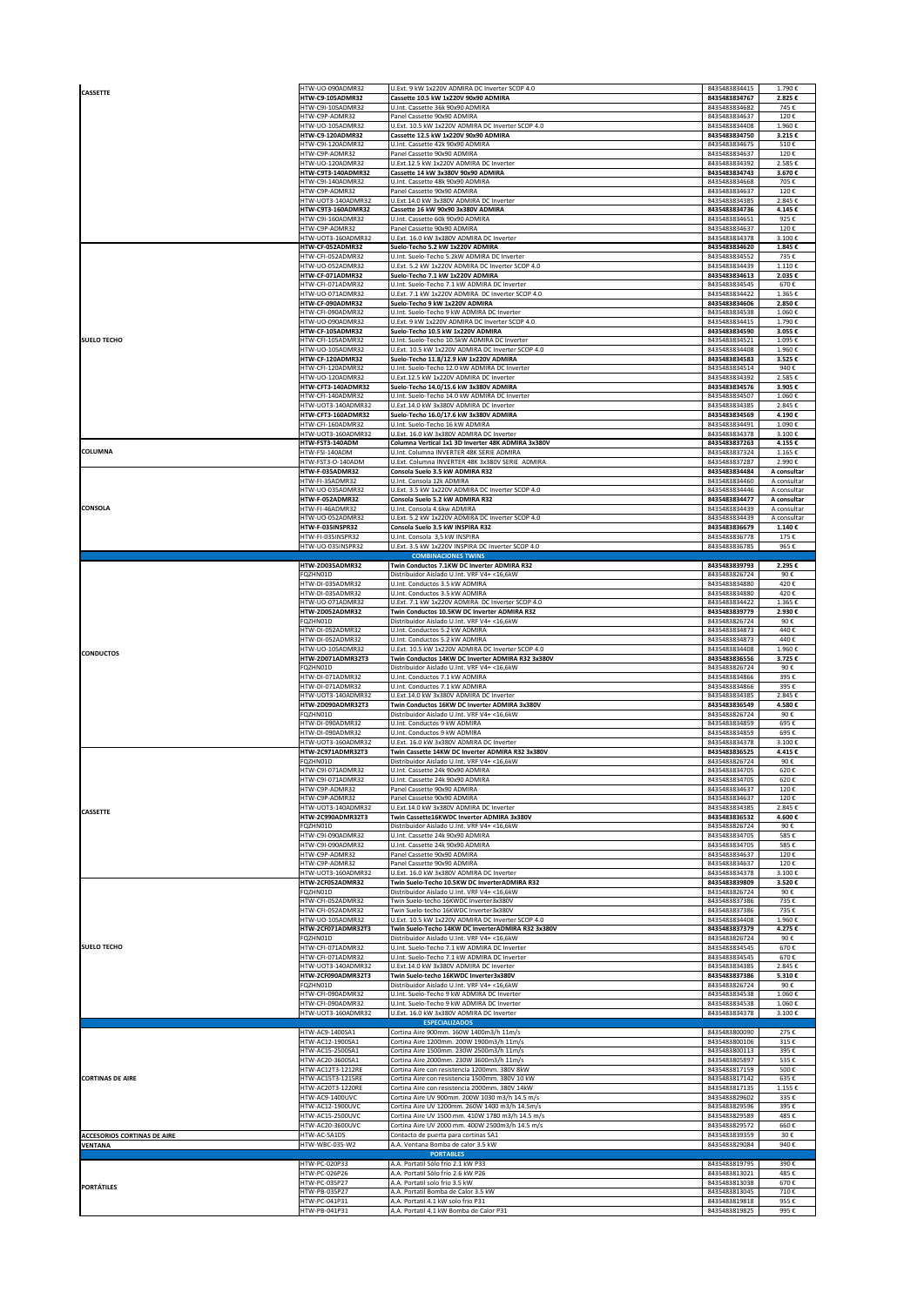| Categoría | Código | Descripción | EAN | Precio |
|---|---|---|---|---|
| CASSETTE | HTW-UO-090ADMR32 | U.Ext. 9 kW 1x220V ADMIRA DC Inverter SCOP 4.0 | 8435483834415 | 1.790 € |
| | **HTW-C9-105ADMR32** | **Cassette 10.5 kW 1x220V 90x90 ADMIRA** | **8435483834767** | **2.825 €** |
| | HTW-C9I-105ADMR32 | U.Int. Cassette 36k 90x90 ADMIRA | 8435483834682 | 745 € |
| | HTW-C9P-ADMR32 | Panel Cassette 90x90 ADMIRA | 8435483834637 | 120 € |
| | HTW-UO-105ADMR32 | U.Ext. 10.5 kW 1x220V ADMIRA DC Inverter SCOP 4.0 | 8435483834408 | 1.960 € |
| | **HTW-C9-120ADMR32** | **Cassette 12.5 kW 1x220V 90x90 ADMIRA** | **8435483834750** | **3.215 €** |
| | HTW-C9I-120ADMR32 | U.Int. Cassette 42k 90x90 ADMIRA | 8435483834675 | 510 € |
| | HTW-C9P-ADMR32 | Panel Cassette 90x90 ADMIRA | 8435483834637 | 120 € |
| | HTW-UO-120ADMR32 | U.Ext.12.5 kW 1x220V ADMIRA DC Inverter | 8435483834392 | 2.585 € |
| | **HTW-C9T3-140ADMR32** | **Cassette 14 kW 3x380V 90x90 ADMIRA** | **8435483834743** | **3.670 €** |
| | HTW-C9I-140ADMR32 | U.Int. Cassette 48k 90x90 ADMIRA | 8435483834668 | 705 € |
| | HTW-C9P-ADMR32 | Panel Cassette 90x90 ADMIRA | 8435483834637 | 120 € |
| | HTW-UOT3-140ADMR32 | U.Ext.14.0 kW 3x380V ADMIRA DC Inverter | 8435483834385 | 2.845 € |
| | **HTW-C9T3-160ADMR32** | **Cassette 16 kW 90x90 3x380V ADMIRA** | **8435483834736** | **4.145 €** |
| | HTW-C9I-160ADMR32 | U.Int. Cassette 60k 90x90 ADMIRA | 8435483834651 | 925 € |
| | HTW-C9P-ADMR32 | Panel Cassette 90x90 ADMIRA | 8435483834637 | 120 € |
| | HTW-UOT3-160ADMR32 | U.Ext. 16.0 kW 3x380V ADMIRA DC Inverter | 8435483834378 | 3.100 € |
| SUELO TECHO | **HTW-CF-052ADMR32** | **Suelo-Techo 5.2 kW 1x220V ADMIRA** | **8435483834620** | **1.845 €** |
| | HTW-CFI-052ADMR32 | U.Int. Suelo-Techo 5.2kW ADMIRA DC Inverter | 8435483834552 | 735 € |
| | HTW-UO-052ADMR32 | U.Ext. 5.2 kW 1x220V ADMIRA DC Inverter SCOP 4.0 | 8435483834439 | 1.110 € |
| | **HTW-CF-071ADMR32** | **Suelo-Techo 7.1 kW 1x220V ADMIRA** | **8435483834613** | **2.035 €** |
| | HTW-CFI-071ADMR32 | U.Int. Suelo-Techo 7.1 kW ADMIRA DC Inverter | 8435483834545 | 670 € |
| | HTW-UO-071ADMR32 | U.Ext. 7.1 kW 1x220V ADMIRA DC Inverter SCOP 4.0 | 8435483834422 | 1.365 € |
| | **HTW-CF-090ADMR32** | **Suelo-Techo 9 kW 1x220V ADMIRA** | **8435483834606** | **2.850 €** |
| | HTW-CFI-090ADMR32 | U.Int. Suelo-Techo 9 kW ADMIRA DC Inverter | 8435483834538 | 1.060 € |
| | HTW-UO-090ADMR32 | U.Ext. 9 kW 1x220V ADMIRA DC Inverter SCOP 4.0 | 8435483834415 | 1.790 € |
| | **HTW-CF-105ADMR32** | **Suelo-Techo 10.5 kW 1x220V ADMIRA** | **8435483834590** | **3.055 €** |
| | HTW-CFI-105ADMR32 | U.Int. Suelo-Techo 10.5kW ADMIRA DC Inverter | 8435483834521 | 1.095 € |
| | HTW-UO-105ADMR32 | U.Ext. 10.5 kW 1x220V ADMIRA DC Inverter SCOP 4.0 | 8435483834408 | 1.960 € |
| | **HTW-CF-120ADMR32** | **Suelo-Techo 11.8/12.9 kW 1x220V ADMIRA** | **8435483834583** | **3.525 €** |
| | HTW-CFI-120ADMR32 | U.Int. Suelo-Techo 12.0 kW ADMIRA DC Inverter | 8435483834514 | 940 € |
| | HTW-UO-120ADMR32 | U.Ext.12.5 kW 1x220V ADMIRA DC Inverter | 8435483834392 | 2.585 € |
| | **HTW-CFT3-140ADMR32** | **Suelo-Techo 14.0/15.6 kW 3x380V ADMIRA** | **8435483834576** | **3.905 €** |
| | HTW-CFI-140ADMR32 | U.Int. Suelo-Techo 14.0 kW ADMIRA DC Inverter | 8435483834507 | 1.060 € |
| | HTW-UOT3-140ADMR32 | U.Ext.14.0 kW 3x380V ADMIRA DC Inverter | 8435483834385 | 2.845 € |
| | **HTW-CFT3-160ADMR32** | **Suelo-Techo 16.0/17.6 kW 3x380V ADMIRA** | **8435483834569** | **4.190 €** |
| | HTW-CFI-160ADMR32 | U.Int. Suelo-Techo 16 kW ADMIRA | 8435483834491 | 1.090 € |
| | HTW-UOT3-160ADMR32 | U.Ext. 16.0 kW 3x380V ADMIRA DC Inverter | 8435483834378 | 3.100 € |
| COLUMNA | **HTW-FST3-140ADM** | **Columna Vertical 1x1 3D Inverter 48K ADMIRA 3x380V** | **8435483837263** | **4.155 €** |
| | HTW-FSI-140ADM | U.Int. Columna INVERTER 48K SERIE ADMIRA | 8435483837324 | 1.165 € |
| | HTW-FST3-O-140ADM | U.Ext. Columna INVERTER 48K 3x380V SERIE ADMIRA | 8435483837287 | 2.990 € |
| CONSOLA | **HTW-F-035ADMR32** | **Consola Suelo 3.5 kW ADMIRA R32** | **8435483834484** | **A consultar** |
| | HTW-FI-35ADMR32 | U.Int. Consola 12k ADMIRA | 8435483834460 | A consultar |
| | HTW-UO-035ADMR32 | U.Ext. 3.5 kW 1x220V ADMIRA DC Inverter SCOP 4.0 | 8435483834446 | A consultar |
| | **HTW-F-052ADMR32** | **Consola Suelo 5.2 kW ADMIRA R32** | **8435483834477** | **A consultar** |
| | HTW-FI-46ADMR32 | U.Int. Consola 4.6kw ADMIRA | 8435483834439 | A consultar |
| | HTW-UO-052ADMR32 | U.Ext. 5.2 kW 1x220V ADMIRA DC Inverter SCOP 4.0 | 8435483834439 | A consultar |
| | **HTW-F-035INSPR32** | **Consola Suelo 3.5 kW INSPIRA R32** | **8435483836679** | **1.140 €** |
| | HTW-FI-035INSPR32 | U.Int. Consola 3,5 kW INSPIRA | 8435483836778 | 175 € |
| | HTW-UO-035INSPR32 | U.Ext. 3.5 kW 1x220V INSPIRA DC Inverter SCOP 4.0 | 8435483836785 | 965 € |
| | | **COMBINACIONES TWINS** | | |
| CONDUCTOS | **HTW-2D035ADMR32** | **Twin Conductos 7.1KW DC Inverter ADMIRA R32** | **8435483839793** | **2.295 €** |
| | FQZHN01D | Distribuidor Aislado U.Int. VRF V4+ <16,6kW | 8435483826724 | 90 € |
| | HTW-DI-035ADMR32 | U.Int. Conductos 3.5 kW ADMIRA | 8435483834880 | 420 € |
| | HTW-DI-035ADMR32 | U.Int. Conductos 3.5 kW ADMIRA | 8435483834880 | 420 € |
| | HTW-UO-071ADMR32 | U.Ext. 7.1 kW 1x220V ADMIRA DC Inverter SCOP 4.0 | 8435483834422 | 1.365 € |
| | **HTW-2D052ADMR32** | **Twin Conductos 10.5KW DC Inverter ADMIRA R32** | **8435483839779** | **2.930 €** |
| | FQZHN01D | Distribuidor Aislado U.Int. VRF V4+ <16,6kW | 8435483826724 | 90 € |
| | HTW-DI-052ADMR32 | U.Int. Conductos 5.2 kW ADMIRA | 8435483834873 | 440 € |
| | HTW-DI-052ADMR32 | U.Int. Conductos 5.2 kW ADMIRA | 8435483834873 | 440 € |
| | HTW-UO-105ADMR32 | U.Ext. 10.5 kW 1x220V ADMIRA DC Inverter SCOP 4.0 | 8435483834408 | 1.960 € |
| | **HTW-2D071ADMR32T3** | **Twin Conductos 14KW DC Inverter ADMIRA R32 3x380V** | **8435483836556** | **3.725 €** |
| | FQZHN01D | Distribuidor Aislado U.Int. VRF V4+ <16,6kW | 8435483826724 | 90 € |
| | HTW-DI-071ADMR32 | U.Int. Conductos 7.1 kW ADMIRA | 8435483834866 | 395 € |
| | HTW-DI-071ADMR32 | U.Int. Conductos 7.1 kW ADMIRA | 8435483834866 | 395 € |
| | HTW-UOT3-140ADMR32 | U.Ext.14.0 kW 3x380V ADMIRA DC Inverter | 8435483834385 | 2.845 € |
| | **HTW-2D090ADMR32T3** | **Twin Conductos 16KW DC Inverter ADMIRA 3x380V** | **8435483836549** | **4.580 €** |
| | FQZHN01D | Distribuidor Aislado U.Int. VRF V4+ <16,6kW | 8435483826724 | 90 € |
| | HTW-DI-090ADMR32 | U.Int. Conductos 9 kW ADMIRA | 8435483834859 | 695 € |
| | HTW-DI-090ADMR32 | U.Int. Conductos 9 kW ADMIRA | 8435483834859 | 695 € |
| | HTW-UOT3-160ADMR32 | U.Ext. 16.0 kW 3x380V ADMIRA DC Inverter | 8435483834378 | 3.100 € |
| CASSETTE | **HTW-2C971ADMR32T3** | **Twin Cassette 14KW DC Inverter ADMIRA R32 3x380V** | **8435483836525** | **4.415 €** |
| | FQZHN01D | Distribuidor Aislado U.Int. VRF V4+ <16,6kW | 8435483826724 | 90 € |
| | HTW-C9I-071ADMR32 | U.Int. Cassette 24k 90x90 ADMIRA | 8435483834705 | 620 € |
| | HTW-C9I-071ADMR32 | U.Int. Cassette 24k 90x90 ADMIRA | 8435483834705 | 620 € |
| | HTW-C9P-ADMR32 | Panel Cassette 90x90 ADMIRA | 8435483834637 | 120 € |
| | HTW-C9P-ADMR32 | Panel Cassette 90x90 ADMIRA | 8435483834637 | 120 € |
| | HTW-UOT3-140ADMR32 | U.Ext.14.0 kW 3x380V ADMIRA DC Inverter | 8435483834385 | 2.845 € |
| | **HTW-2C990ADMR32T3** | **Twin Cassette16KWDC Inverter ADMIRA 3x380V** | **8435483836532** | **4.600 €** |
| | FQZHN01D | Distribuidor Aislado U.Int. VRF V4+ <16,6kW | 8435483826724 | 90 € |
| | HTW-C9I-090ADMR32 | U.Int. Cassette 24k 90x90 ADMIRA | 8435483834705 | 585 € |
| | HTW-C9I-090ADMR32 | U.Int. Cassette 24k 90x90 ADMIRA | 8435483834705 | 585 € |
| | HTW-C9P-ADMR32 | Panel Cassette 90x90 ADMIRA | 8435483834637 | 120 € |
| | HTW-C9P-ADMR32 | Panel Cassette 90x90 ADMIRA | 8435483834637 | 120 € |
| | HTW-UOT3-160ADMR32 | U.Ext. 16.0 kW 3x380V ADMIRA DC Inverter | 8435483834378 | 3.100 € |
| SUELO TECHO | **HTW-2CF052ADMR32** | **Twin Suelo-Techo 10.5KW DC InverterADMIRA R32** | **8435483839809** | **3.520 €** |
| | FQZHN01D | Distribuidor Aislado U.Int. VRF V4+ <16,6kW | 8435483826724 | 90 € |
| | HTW-CFI-052ADMR32 | Twin Suelo-techo 16KWDC Inverter3x380V | 8435483837386 | 735 € |
| | HTW-CFI-052ADMR32 | Twin Suelo-techo 16KWDC Inverter3x380V | 8435483837386 | 735 € |
| | HTW-UO-105ADMR32 | U.Ext. 10.5 kW 1x220V ADMIRA DC Inverter SCOP 4.0 | 8435483834408 | 1.960 € |
| | **HTW-2CF071ADMR32T3** | **Twin Suelo-Techo 14KW DC InverterADMIRA R32 3x380V** | **8435483837379** | **4.275 €** |
| | FQZHN01D | Distribuidor Aislado U.Int. VRF V4+ <16,6kW | 8435483826724 | 90 € |
| | HTW-CFI-071ADMR32 | U.Int. Suelo-Techo 7.1 kW ADMIRA DC Inverter | 8435483834545 | 670 € |
| | HTW-CFI-071ADMR32 | U.Int. Suelo-Techo 7.1 kW ADMIRA DC Inverter | 8435483834545 | 670 € |
| | HTW-UOT3-140ADMR32 | U.Ext.14.0 kW 3x380V ADMIRA DC Inverter | 8435483834385 | 2.845 € |
| | **HTW-2CF090ADMR32T3** | **Twin Suelo-techo 16KWDC Inverter3x380V** | **8435483837386** | **5.310 €** |
| | FQZHN01D | Distribuidor Aislado U.Int. VRF V4+ <16,6kW | 8435483826724 | 90 € |
| | HTW-CFI-090ADMR32 | U.Int. Suelo-Techo 9 kW ADMIRA DC Inverter | 8435483834538 | 1.060 € |
| | HTW-CFI-090ADMR32 | U.Int. Suelo-Techo 9 kW ADMIRA DC Inverter | 8435483834538 | 1.060 € |
| | HTW-UOT3-160ADMR32 | U.Ext. 16.0 kW 3x380V ADMIRA DC Inverter | 8435483834378 | 3.100 € |
| | | **ESPECIALIZADOS** | | |
| CORTINAS DE AIRE | HTW-AC9-1400SA1 | Cortina Aire 900mm. 160W 1400m3/h 11m/s | 8435483800090 | 275 € |
| | HTW-AC12-1900SA1 | Cortina Aire 1200mm. 200W 1900m3/h 11m/s | 8435483800106 | 315 € |
| | HTW-AC15-2500SA1 | Cortina Aire 1500mm. 230W 2500m3/h 11m/s | 8435483800113 | 395 € |
| | HTW-AC20-3600SA1 | Cortina Aire 2000mm. 230W 3600m3/h 11m/s | 8435483805897 | 535 € |
| | HTW-AC12T3-1212RE | Cortina Aire con resistencia 1200mm. 380V 8kW | 8435483817159 | 500 € |
| | HTW-AC15T3-1215RE | Cortina Aire con resistencia 1500mm. 380V 10 kW | 8435483817142 | 635 € |
| | HTW-AC20T3-1220RE | Cortina Aire con resistencia 2000mm. 380V 14kW | 8435483817135 | 1.155 € |
| | HTW-AC9-1400UVC | Cortina Aire UV 900mm. 200W 1030 m3/h 14.5 m/s | 8435483829602 | 335 € |
| | HTW-AC12-1900UVC | Cortina Aire UV 1200mm. 260W 1400 m3/h 14.5m/s | 8435483829596 | 395 € |
| | HTW-AC15-2500UVC | Cortina Aire UV 1500 mm. 410W 1780 m3/h 14.5 m/s | 8435483829589 | 485 € |
| | HTW-AC20-3600UVC | Cortina Aire UV 2000 mm. 400W 2500m3/h 14.5 m/s | 8435483829572 | 660 € |
| ACCESORIOS CORTINAS DE AIRE | HTW-AC-SA1DS | Contacto de puerta para cortinas SA1 | 8435483839359 | 30 € |
| VENTANA | HTW-WBC-035-W2 | A.A. Ventana Bomba de calor 3.5 kW | 8435483829084 | 940 € |
| | | **PORTABLES** | | |
| PORTÁTILES | HTW-PC-020P33 | A.A. Portatil Sólo frío 2.1 kW P33 | 8435483819795 | 390 € |
| | HTW-PC-026P26 | A.A. Portatil Sólo frío 2.6 kW P26 | 8435483813021 | 485 € |
| | HTW-PC-035P27 | A.A. Portatil solo frío 3.5 kW | 8435483813038 | 670 € |
| | HTW-PB-035P27 | A.A. Portatil Bomba de Calor 3.5 kW | 8435483813045 | 710 € |
| | HTW-PC-041P31 | A.A. Portatil 4.1 kW solo frio P31 | 8435483819818 | 955 € |
| | HTW-PB-041P31 | A.A. Portatil 4.1 kW Bomba de Calor P31 | 8435483819825 | 995 € |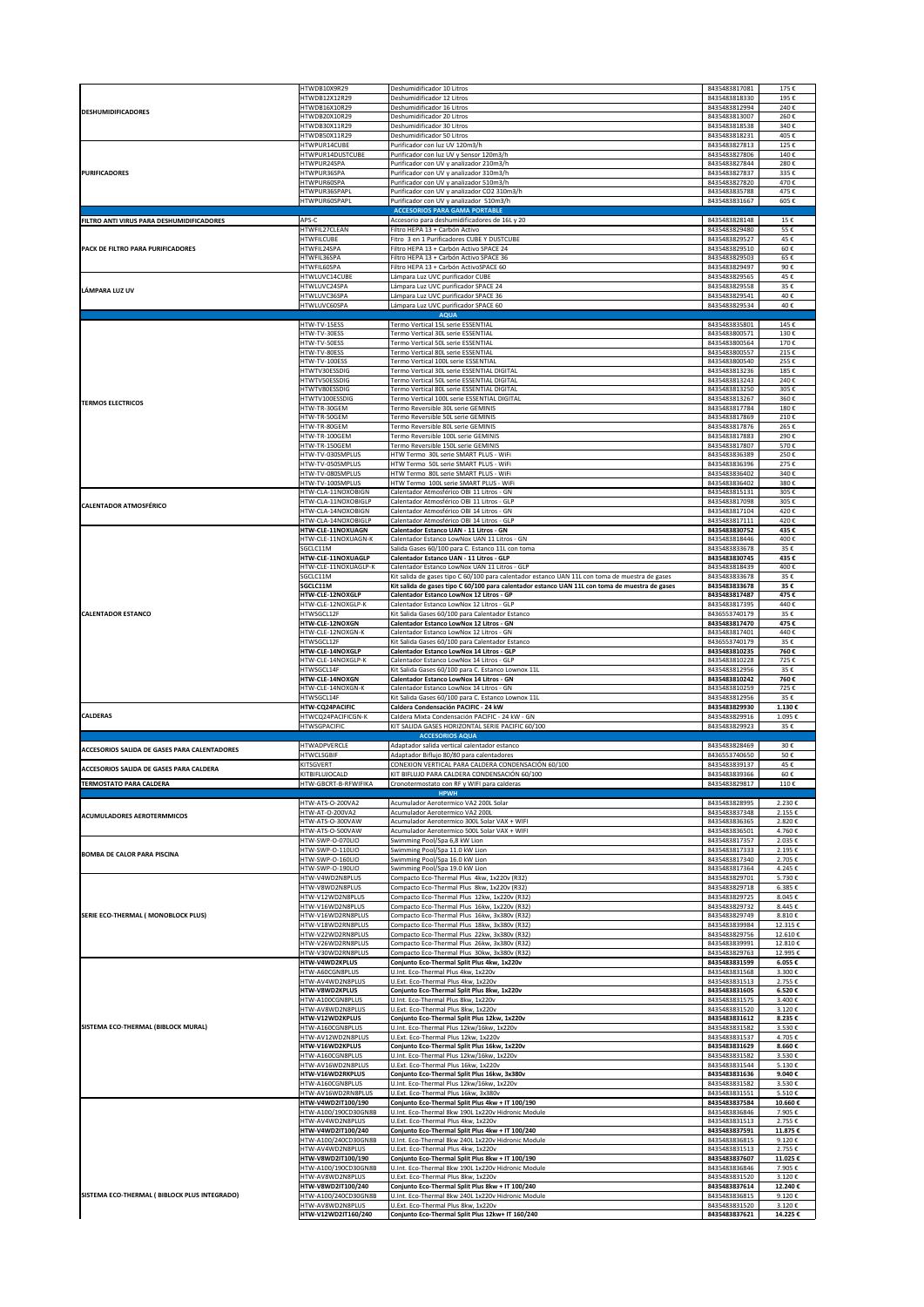| Categoría | Referencia | Descripción | EAN | Precio |
|---|---|---|---|---|
| DESHUMIDIFICADORES | HTWDB10X9R29 | Deshumidificador 10 Litros | 8435483817081 | 175 € |
| | HTWDB12X12R29 | Deshumidificador 12 Litros | 8435483818330 | 195 € |
| | HTWDB16X10R29 | Deshumidificador 16 Litros | 8435483812994 | 240 € |
| | HTWDB20X10R29 | Deshumidificador 20 Litros | 8435483813007 | 260 € |
| | HTWDB30X11R29 | Deshumidificador 30 Litros | 8435483818538 | 340 € |
| | HTWDB50X11R29 | Deshumidificador 50 Litros | 8435483818231 | 405 € |
| PURIFICADORES | HTWPUR14CUBE | Purificador con luz UV 120m3/h | 8435483827813 | 125 € |
| | HTWPUR14DUSTCUBE | Purificador con luz UV y Sensor 120m3/h | 8435483827806 | 140 € |
| | HTWPUR24SPA | Purificador con UV y analizador 210m3/h | 8435483827844 | 280 € |
| | HTWPUR36SPA | Purificador con UV y analizador 310m3/h | 8435483827837 | 335 € |
| | HTWPUR60SPA | Purificador con UV y analizador 510m3/h | 8435483827820 | 470 € |
| | HTWPUR36SPAPL | Purificador con UV y analizador CO2 310m3/h | 8435483835788 | 475 € |
| | HTWPUR60SPAPL | Purificador con UV y analizador 510m3/h | 8435483831667 | 605 € |
| **ACCESORIOS PARA GAMA PORTABLE** | | | | |
| FILTRO ANTI VIRUS PARA DESHUMIDIFICADORES | APS-C | Accesorio para deshumidificadores de 16L y 20 | 8435483828148 | 15 € |
| PACK DE FILTRO PARA PURIFICADORES | HTWFIL27CLEAN | Filtro HEPA 13 + Carbón Activo | 8435483829480 | 55 € |
| | HTWFILCUBE | Fitro 3 en 1 Purificadores CUBE Y DUSTCUBE | 8435483829527 | 45 € |
| | HTWFIL24SPA | Filtro HEPA 13 + Carbón Activo SPACE 24 | 8435483829510 | 60 € |
| | HTWFIL36SPA | Filtro HEPA 13 + Carbón Activo SPACE 36 | 8435483829503 | 65 € |
| | HTWFIL60SPA | Filtro HEPA 13 + Carbón ActivoSPACE 60 | 8435483829497 | 90 € |
| LÁMPARA LUZ UV | HTWLUVC14CUBE | Lámpara Luz UVC purificador CUBE | 8435483829565 | 45 € |
| | HTWLUVC24SPA | Lámpara Luz UVC purificador SPACE 24 | 8435483829558 | 35 € |
| | HTWLUVC36SPA | Lámpara Luz UVC purificador SPACE 36 | 8435483829541 | 40 € |
| | HTWLUVC60SPA | Lámpara Luz UVC purificador SPACE 60 | 8435483829534 | 40 € |
| **AQUA** | | | | |
| TERMOS ELECTRICOS | HTW-TV-15ESS | Termo Vertical 15L serie ESSENTIAL | 8435483835801 | 145 € |
| | HTW-TV-30ESS | Termo Vertical 30L serie ESSENTIAL | 8435483800571 | 130 € |
| | HTW-TV-50ESS | Termo Vertical 50L serie ESSENTIAL | 8435483800564 | 170 € |
| | HTW-TV-80ESS | Termo Vertical 80L serie ESSENTIAL | 8435483800557 | 215 € |
| | HTW-TV-100ESS | Termo Vertical 100L serie ESSENTIAL | 8435483800540 | 255 € |
| | HTWTV30ESSDIG | Termo Vertical 30L serie ESSENTIAL DIGITAL | 8435483813236 | 185 € |
| | HTWTV50ESSDIG | Termo Vertical 50L serie ESSENTIAL DIGITAL | 8435483813243 | 240 € |
| | HTWTV80ESSDIG | Termo Vertical 80L serie ESSENTIAL DIGITAL | 8435483813250 | 305 € |
| | HTWTV100ESSDIG | Termo Vertical 100L serie ESSENTIAL DIGITAL | 8435483813267 | 360 € |
| | HTW-TR-30GEM | Termo Reversible 30L serie GEMINIS | 8435483817784 | 180 € |
| | HTW-TR-50GEM | Termo Reversible 50L serie GEMINIS | 8435483817869 | 210 € |
| | HTW-TR-80GEM | Termo Reversible 80L serie GEMINIS | 8435483817876 | 265 € |
| | HTW-TR-100GEM | Termo Reversible 100L serie GEMINIS | 8435483817883 | 290 € |
| | HTW-TR-150GEM | Termo Reversible 150L serie GEMINIS | 8435483817807 | 570 € |
| | HTW-TV-030SMPLUS | HTW Termo 30L serie SMART PLUS - WiFi | 8435483836389 | 250 € |
| | HTW-TV-050SMPLUS | HTW Termo 50L serie SMART PLUS - WiFi | 8435483836396 | 275 € |
| | HTW-TV-080SMPLUS | HTW Termo 80L serie SMART PLUS - WiFi | 8435483836402 | 340 € |
| | HTW-TV-100SMPLUS | HTW Termo 100L serie SMART PLUS - WiFi | 8435483836402 | 380 € |
| CALENTADOR ATMOSFÉRICO | HTW-CLA-11NOXOBIGN | Calentador Atmosférico OBI 11 Litros - GN | 8435483815131 | 305 € |
| | HTW-CLA-11NOXOBIGLP | Calentador Atmosférico OBI 11 Litros - GLP | 8435483817098 | 305 € |
| | HTW-CLA-14NOXOBIGN | Calentador Atmosférico OBI 14 Litros - GN | 8435483817104 | 420 € |
| | HTW-CLA-14NOXOBIGLP | Calentador Atmosférico OBI 14 Litros - GLP | 8435483817111 | 420 € |
| CALENTADOR ESTANCO | **HTW-CLE-11NOXUAGN** | **Calentador Estanco UAN - 11 Litros - GN** | **8435483830752** | **435 €** |
| | HTW-CLE-11NOXUAGN-K | Calentador Estanco LowNox UAN 11 Litros - GN | 8435483818446 | 400 € |
| | SGCLC11M | Salida Gases 60/100 para C. Estanco 11L con toma | 8435483833678 | 35 € |
| | **HTW-CLE-11NOXUAGLP** | **Calentador Estanco UAN - 11 Litros - GLP** | **8435483830745** | **435 €** |
| | HTW-CLE-11NOXUAGLP-K | Calentador Estanco LowNox UAN 11 Litros - GLP | 8435483818439 | 400 € |
| | SGCLC11M | Kit salida de gases tipo C 60/100 para calentador estanco UAN 11L con toma de muestra de gases | 8435483833678 | 35 € |
| | **SGCLC11M** | **Kit salida de gases tipo C 60/100 para calentador estanco UAN 11L con toma de muestra de gases** | **8435483833678** | **35 €** |
| | **HTW-CLE-12NOXGLP** | **Calentador Estanco LowNox 12 Litros - GP** | **8435483817487** | **475 €** |
| | HTW-CLE-12NOXGLP-K | Calentador Estanco LowNox 12 Litros - GLP | 8435483817395 | 440 € |
| | HTWSGCL12F | Kit Salida Gases 60/100 para Calentador Estanco | 8436553740179 | 35 € |
| | **HTW-CLE-12NOXGN** | **Calentador Estanco LowNox 12 Litros - GN** | **8435483817470** | **475 €** |
| | HTW-CLE-12NOXGN-K | Calentador Estanco LowNox 12 Litros - GN | 8435483817401 | 440 € |
| | HTWSGCL12F | Kit Salida Gases 60/100 para Calentador Estanco | 8436553740179 | 35 € |
| | **HTW-CLE-14NOXGLP** | **Calentador Estanco LowNox 14 Litros - GLP** | **8435483810235** | **760 €** |
| | HTW-CLE-14NOXGLP-K | Calentador Estanco LowNox 14 Litros - GLP | 8435483810228 | 725 € |
| | HTWSGCL14F | Kit Salida Gases 60/100 para C. Estanco Lownox 11L | 8435483812956 | 35 € |
| | **HTW-CLE-14NOXGN** | **Calentador Estanco LowNox 14 Litros - GN** | **8435483810242** | **760 €** |
| | HTW-CLE-14NOXGN-K | Calentador Estanco LowNox 14 Litros - GN | 8435483810259 | 725 € |
| | HTWSGCL14F | Kit Salida Gases 60/100 para C. Estanco Lownox 11L | 8435483812956 | 35 € |
| CALDERAS | **HTW-CQ24PACIFIC** | **Caldera Condensación PACIFIC - 24 kW** | **8435483829930** | **1.130 €** |
| | HTWCQ24PACIFICGN-K | Caldera Mixta Condensación PACIFIC - 24 kW - GN | 8435483829916 | 1.095 € |
| | HTWSGPACIFIC | KIT SALIDA GASES HORIZONTAL SERIE PACIFIC 60/100 | 8435483829923 | 35 € |
| **ACCESORIOS AQUA** | | | | |
| ACCESORIOS SALIDA DE GASES PARA CALENTADORES | HTWADPVERCLE | Adaptador salida vertical calentador estanco | 8435483828469 | 30 € |
| | HTWCLSGBIF | Adaptador Biflujo 80/80 para calentadores | 8436553740650 | 50 € |
| ACCESORIOS SALIDA DE GASES PARA CALDERA | KITSGVERT | CONEXION VERTICAL PARA CALDERA CONDENSACIÓN 60/100 | 8435483839137 | 45 € |
| | KITBIFLUJOCALD | KIT BIFLUJO PARA CALDERA CONDENSACIÓN 60/100 | 8435483839366 | 60 € |
| TERMOSTATO PARA CALDERA | HTW-GBCRT-B-RFWIFIKA | Cronotermostato con RF y WIFI para calderas | 8435483829817 | 110 € |
| **HPWH** | | | | |
| ACUMULADORES AEROTERMMICOS | HTW-ATS-O-200VA2 | Acumulador Aerotermico VA2 200L Solar | 8435483828995 | 2.230 € |
| | HTW-AT-O-200VA2 | Acumulador Aerotermico VA2 200L | 8435483837348 | 2.155 € |
| | HTW-ATS-O-300VAW | Acumulador Aerotermico 300L Solar VAX + WIFI | 8435483836365 | 2.820 € |
| | HTW-ATS-O-500VAW | Acumulador Aerotermico 500L Solar VAX + WIFI | 8435483836501 | 4.760 € |
| BOMBA DE CALOR PARA PISCINA | HTW-SWP-O-070LIO | Swimming Pool/Spa 6,8 kW Lion | 8435483817357 | 2.035 € |
| | HTW-SWP-O-110LIO | Swimming Pool/Spa 11.0 kW Lion | 8435483817333 | 2.195 € |
| | HTW-SWP-O-160LIO | Swimming Pool/Spa 16.0 kW Lion | 8435483817340 | 2.705 € |
| | HTW-SWP-O-190LIO | Swimming Pool/Spa 19.0 kW Lion | 8435483817364 | 4.245 € |
| SERIE ECO-THERMAL ( MONOBLOCK PLUS) | HTW-V4WD2N8PLUS | Compacto Eco-Thermal Plus 4kw, 1x220v (R32) | 8435483829701 | 5.730 € |
| | HTW-V8WD2N8PLUS | Compacto Eco-Thermal Plus 8kw, 1x220v (R32) | 8435483829718 | 6.385 € |
| | HTW-V12WD2N8PLUS | Compacto Eco-Thermal Plus 12kw, 1x220v (R32) | 8435483829725 | 8.045 € |
| | HTW-V16WD2N8PLUS | Compacto Eco-Thermal Plus 16kw, 1x220v (R32) | 8435483829732 | 8.445 € |
| | HTW-V16WD2RN8PLUS | Compacto Eco-Thermal Plus 16kw, 3x380v (R32) | 8435483829749 | 8.810 € |
| | HTW-V18WD2RN8PLUS | Compacto Eco-Thermal Plus 18kw, 3x380v (R32) | 8435483839984 | 12.315 € |
| | HTW-V22WD2RN8PLUS | Compacto Eco-Thermal Plus 22kw, 3x380v (R32) | 8435483829756 | 12.610 € |
| | HTW-V26WD2RN8PLUS | Compacto Eco-Thermal Plus 26kw, 3x380v (R32) | 8435483839991 | 12.810 € |
| | HTW-V30WD2RN8PLUS | Compacto Eco-Thermal Plus 30kw, 3x380v (R32) | 8435483829763 | 12.995 € |
| SISTEMA ECO-THERMAL (BIBLOCK MURAL) | **HTW-V4WD2KPLUS** | **Conjunto Eco-Thermal Split Plus 4kw, 1x220v** | **8435483831599** | **6.055 €** |
| | HTW-A60CGN8PLUS | U.Int. Eco-Thermal Plus 4kw, 1x220v | 8435483831568 | 3.300 € |
| | HTW-AV4WD2N8PLUS | U.Ext. Eco-Thermal Plus 4kw, 1x220v | 8435483831513 | 2.755 € |
| | **HTW-V8WD2KPLUS** | **Conjunto Eco-Thermal Split Plus 8kw, 1x220v** | **8435483831605** | **6.520 €** |
| | HTW-A100CGN8PLUS | U.Int. Eco-Thermal Plus 8kw, 1x220v | 8435483831575 | 3.400 € |
| | HTW-AV8WD2N8PLUS | U.Ext. Eco-Thermal Plus 8kw, 1x220v | 8435483831520 | 3.120 € |
| | **HTW-V12WD2KPLUS** | **Conjunto Eco-Thermal Split Plus 12kw, 1x220v** | **8435483831612** | **8.235 €** |
| | HTW-A160CGN8PLUS | U.Int. Eco-Thermal Plus 12kw/16kw, 1x220v | 8435483831582 | 3.530 € |
| | HTW-AV12WD2N8PLUS | U.Ext. Eco-Thermal Plus 12kw, 1x220v | 8435483831537 | 4.705 € |
| | **HTW-V16WD2KPLUS** | **Conjunto Eco-Thermal Split Plus 16kw, 1x220v** | **8435483831629** | **8.660 €** |
| | HTW-A160CGN8PLUS | U.Int. Eco-Thermal Plus 12kw/16kw, 1x220v | 8435483831582 | 3.530 € |
| | HTW-AV16WD2N8PLUS | U.Ext. Eco-Thermal Plus 16kw, 1x220v | 8435483831544 | 5.130 € |
| | **HTW-V16WD2RKPLUS** | **Conjunto Eco-Thermal Split Plus 16kw, 3x380v** | **8435483831636** | **9.040 €** |
| | HTW-A160CGN8PLUS | U.Int. Eco-Thermal Plus 12kw/16kw, 1x220v | 8435483831582 | 3.530 € |
| | HTW-AV16WD2RN8PLUS | U.Ext. Eco-Thermal Plus 16kw, 3x380v | 8435483831551 | 5.510 € |
| SISTEMA ECO-THERMAL ( BIBLOCK PLUS INTEGRADO) | **HTW-V4WD2IT100/190** | **Conjunto Eco-Thermal Split Plus 4kw + IT 100/190** | **8435483837584** | **10.660 €** |
| | HTW-A100/190CD30GN8B | U.Int. Eco-Thermal 8kw 190L 1x220v Hidronic Module | 8435483836846 | 7.905 € |
| | HTW-AV4WD2N8PLUS | U.Ext. Eco-Thermal Plus 4kw, 1x220v | 8435483831513 | 2.755 € |
| | **HTW-V4WD2IT100/240** | **Conjunto Eco-Thermal Split Plus 4kw + IT 100/240** | **8435483837591** | **11.875 €** |
| | HTW-A100/240CD30GN8B | U.Int. Eco-Thermal 8kw 240L 1x220v Hidronic Module | 8435483836815 | 9.120 € |
| | HTW-AV4WD2N8PLUS | U.Ext. Eco-Thermal Plus 4kw, 1x220v | 8435483831513 | 2.755 € |
| | **HTW-V8WD2IT100/190** | **Conjunto Eco-Thermal Split Plus 8kw + IT 100/190** | **8435483837607** | **11.025 €** |
| | HTW-A100/190CD30GN8B | U.Int. Eco-Thermal 8kw 190L 1x220v Hidronic Module | 8435483836846 | 7.905 € |
| | HTW-AV8WD2N8PLUS | U.Ext. Eco-Thermal Plus 8kw, 1x220v | 8435483831520 | 3.120 € |
| | **HTW-V8WD2IT100/240** | **Conjunto Eco-Thermal Split Plus 8kw + IT 100/240** | **8435483837614** | **12.240 €** |
| | HTW-A100/240CD30GN8B | U.Int. Eco-Thermal 8kw 240L 1x220v Hidronic Module | 8435483836815 | 9.120 € |
| | HTW-AV8WD2N8PLUS | U.Ext. Eco-Thermal Plus 8kw, 1x220v | 8435483831520 | 3.120 € |
| | **HTW-V12WD2IT160/240** | **Conjunto Eco-Thermal Split Plus 12kw+ IT 160/240** | **8435483837621** | **14.225 €** |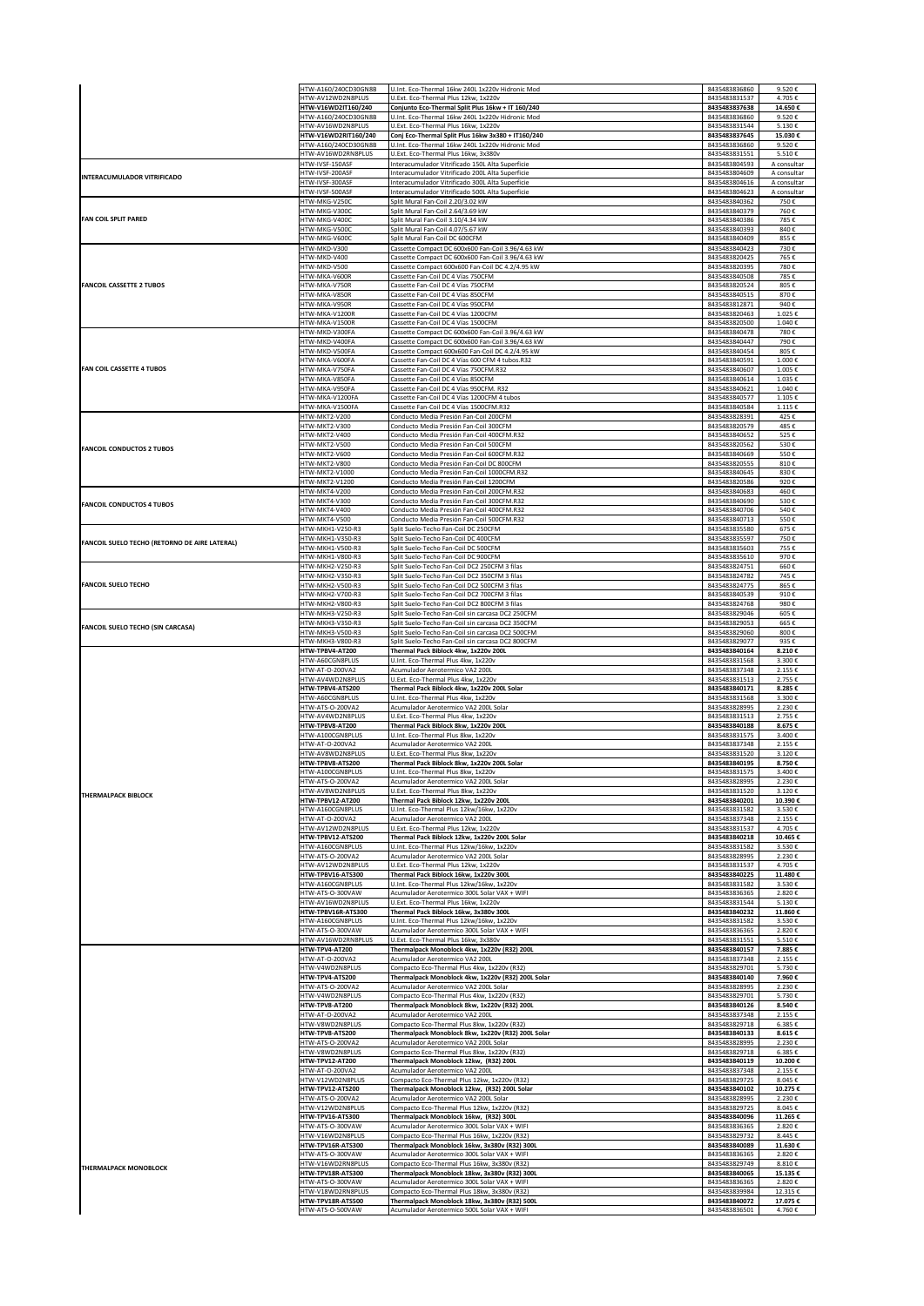| | | | | |
|---|---|---|---|---|
| | HTW-A160/240CD30GN8B | U.Int. Eco-Thermal 16kw 240L 1x220v Hidronic Mod | 8435483836860 | 9.520 € |
| | HTW-AV12WD2N8PLUS | U.Ext. Eco-Thermal Plus 12kw, 1x220v | 8435483831537 | 4.705 € |
| | **HTW-V16WD2IT160/240** | **Conjunto Eco-Thermal Split Plus 16kw + IT 160/240** | **8435483837638** | **14.650 €** |
| | HTW-A160/240CD30GN8B | U.Int. Eco-Thermal 16kw 240L 1x220v Hidronic Mod | 8435483836860 | 9.520 € |
| | HTW-AV16WD2N8PLUS | U.Ext. Eco-Thermal Plus 16kw, 1x220v | 8435483831544 | 5.130 € |
| | **HTW-V16WD2RIT160/240** | **Conj Eco-Thermal Split Plus 16kw 3x380 + IT160/240** | **8435483837645** | **15.030 €** |
| | HTW-A160/240CD30GN8B | U.Int. Eco-Thermal 16kw 240L 1x220v Hidronic Mod | 8435483836860 | 9.520 € |
| | HTW-AV16WD2RN8PLUS | U.Ext. Eco-Thermal Plus 16kw, 3x380v | 8435483831551 | 5.510 € |
| INTERACUMULADOR VITRIFICADO | HTW-IVSF-150ASF | Interacumulador Vitrificado 150L Alta Superficie | 8435483804593 | A consultar |
| | HTW-IVSF-200ASF | Interacumulador Vitrificado 200L Alta Superficie | 8435483804609 | A consultar |
| | HTW-IVSF-300ASF | Interacumulador Vitrificado 300L Alta Superficie | 8435483804616 | A consultar |
| | HTW-IVSF-500ASF | Interacumulador Vitrificado 500L Alta Superficie | 8435483804623 | A consultar |
| FAN COIL SPLIT PARED | HTW-MKG-V250C | Split Mural Fan-Coil 2.20/3.02 kW | 8435483840362 | 750 € |
| | HTW-MKG-V300C | Split Mural Fan-Coil 2.64/3.69 kW | 8435483840379 | 760 € |
| | HTW-MKG-V400C | Split Mural Fan-Coil 3.10/4.34 kW | 8435483840386 | 785 € |
| | HTW-MKG-V500C | Split Mural Fan-Coil 4.07/5.67 kW | 8435483840393 | 840 € |
| | HTW-MKG-V600C | Split Mural Fan-Coil DC 600CFM | 8435483840409 | 855 € |
| FANCOIL CASSETTE 2 TUBOS | HTW-MKD-V300 | Cassette Compact DC 600x600 Fan-Coil 3.96/4.63 kW | 8435483840423 | 730 € |
| | HTW-MKD-V400 | Cassette Compact DC 600x600 Fan-Coil 3.96/4.63 kW | 8435483820425 | 765 € |
| | HTW-MKD-V500 | Cassette Compact 600x600 Fan-Coil DC 4.2/4.95 kW | 8435483820395 | 780 € |
| | HTW-MKA-V600R | Cassette Fan-Coil DC 4 Vías 750CFM | 8435483840508 | 785 € |
| | HTW-MKA-V750R | Cassette Fan-Coil DC 4 Vías 750CFM | 8435483820524 | 805 € |
| | HTW-MKA-V850R | Cassette Fan-Coil DC 4 Vías 850CFM | 8435483840515 | 870 € |
| | HTW-MKA-V950R | Cassette Fan-Coil DC 4 Vías 950CFM | 8435483812871 | 940 € |
| | HTW-MKA-V1200R | Cassette Fan-Coil DC 4 Vías 1200CFM | 8435483820463 | 1.025 € |
| | HTW-MKA-V1500R | Cassette Fan-Coil DC 4 Vías 1500CFM | 8435483820500 | 1.040 € |
| FAN COIL CASSETTE 4 TUBOS | HTW-MKD-V300FA | Cassette Compact DC 600x600 Fan-Coil 3.96/4.63 kW | 8435483840478 | 780 € |
| | HTW-MKD-V400FA | Cassette Compact DC 600x600 Fan-Coil 3.96/4.63 kW | 8435483840447 | 790 € |
| | HTW-MKD-V500FA | Cassette Compact 600x600 Fan-Coil DC 4.2/4.95 kW | 8435483840454 | 805 € |
| | HTW-MKA-V600FA | Cassette Fan-Coil DC 4 Vías 600 CFM 4 tubos.R32 | 8435483840591 | 1.000 € |
| | HTW-MKA-V750FA | Cassette Fan-Coil DC 4 Vías 750CFM.R32 | 8435483840607 | 1.005 € |
| | HTW-MKA-V850FA | Cassette Fan-Coil DC 4 Vías 850CFM | 8435483840614 | 1.035 € |
| | HTW-MKA-V950FA | Cassette Fan-Coil DC 4 Vías 950CFM. R32 | 8435483840621 | 1.040 € |
| | HTW-MKA-V1200FA | Cassette Fan-Coil DC 4 Vías 1200CFM 4 tubos | 8435483840577 | 1.105 € |
| | HTW-MKA-V1500FA | Cassette Fan-Coil DC 4 Vías 1500CFM.R32 | 8435483840584 | 1.115 € |
| FANCOIL CONDUCTOS 2 TUBOS | HTW-MKT2-V200 | Conducto Media Presión Fan-Coil 200CFM | 8435483828391 | 425 € |
| | HTW-MKT2-V300 | Conducto Media Presión Fan-Coil 300CFM | 8435483820579 | 485 € |
| | HTW-MKT2-V400 | Conducto Media Presión Fan-Coil 400CFM.R32 | 8435483840652 | 525 € |
| | HTW-MKT2-V500 | Conducto Media Presión Fan-Coil 500CFM | 8435483820562 | 530 € |
| | HTW-MKT2-V600 | Conducto Media Presión Fan-Coil 600CFM.R32 | 8435483840669 | 550 € |
| | HTW-MKT2-V800 | Conducto Media Presión Fan-Coil DC 800CFM | 8435483820555 | 810 € |
| | HTW-MKT2-V1000 | Conducto Media Presión Fan-Coil 1000CFM.R32 | 8435483840645 | 830 € |
| | HTW-MKT2-V1200 | Conducto Media Presión Fan-Coil 1200CFM | 8435483820586 | 920 € |
| FANCOIL CONDUCTOS 4 TUBOS | HTW-MKT4-V200 | Conducto Media Presión Fan-Coil 200CFM.R32 | 8435483840683 | 460 € |
| | HTW-MKT4-V300 | Conducto Media Presión Fan-Coil 300CFM.R32 | 8435483840690 | 530 € |
| | HTW-MKT4-V400 | Conducto Media Presión Fan-Coil 400CFM.R32 | 8435483840706 | 540 € |
| | HTW-MKT4-V500 | Conducto Media Presión Fan-Coil 500CFM.R32 | 8435483840713 | 550 € |
| FANCOIL SUELO TECHO (RETORNO DE AIRE LATERAL) | HTW-MKH1-V250-R3 | Split Suelo-Techo Fan-Coil DC 250CFM | 8435483835580 | 675 € |
| | HTW-MKH1-V350-R3 | Split Suelo-Techo Fan-Coil DC 400CFM | 8435483835597 | 750 € |
| | HTW-MKH1-V500-R3 | Split Suelo-Techo Fan-Coil DC 500CFM | 8435483835603 | 755 € |
| | HTW-MKH1-V800-R3 | Split Suelo-Techo Fan-Coil DC 900CFM | 8435483835610 | 970 € |
| FANCOIL SUELO TECHO | HTW-MKH2-V250-R3 | Split Suelo-Techo Fan-Coil DC2 250CFM 3 filas | 8435483824751 | 660 € |
| | HTW-MKH2-V350-R3 | Split Suelo-Techo Fan-Coil DC2 350CFM 3 filas | 8435483824782 | 745 € |
| | HTW-MKH2-V500-R3 | Split Suelo-Techo Fan-Coil DC2 500CFM 3 filas | 8435483824775 | 865 € |
| | HTW-MKH2-V700-R3 | Split Suelo-Techo Fan-Coil DC2 700CFM 3 filas | 8435483840539 | 910 € |
| | HTW-MKH2-V800-R3 | Split Suelo-Techo Fan-Coil DC2 800CFM 3 filas | 8435483824768 | 980 € |
| FANCOIL SUELO TECHO (SIN CARCASA) | HTW-MKH3-V250-R3 | Split Suelo-Techo Fan-Coil sin carcasa DC2 250CFM | 8435483829046 | 605 € |
| | HTW-MKH3-V350-R3 | Split Suelo-Techo Fan-Coil sin carcasa DC2 350CFM | 8435483829053 | 665 € |
| | HTW-MKH3-V500-R3 | Split Suelo-Techo Fan-Coil sin carcasa DC2 500CFM | 8435483829060 | 800 € |
| | HTW-MKH3-V800-R3 | Split Suelo-Techo Fan-Coil sin carcasa DC2 800CFM | 8435483829077 | 935 € |
| THERMALPACK BIBLOCK | **HTW-TPBV4-AT200** | **Thermal Pack Biblock 4kw, 1x220v 200L** | **8435483840164** | **8.210 €** |
| | HTW-A60CGN8PLUS | U.Int. Eco-Thermal Plus 4kw, 1x220v | 8435483831568 | 3.300 € |
| | HTW-AT-O-200VA2 | Acumulador Aerotermico VA2 200L | 8435483837348 | 2.155 € |
| | HTW-AV4WD2N8PLUS | U.Ext. Eco-Thermal Plus 4kw, 1x220v | 8435483831513 | 2.755 € |
| | **HTW-TPBV4-ATS200** | **Thermal Pack Biblock 4kw, 1x220v 200L Solar** | **8435483840171** | **8.285 €** |
| | HTW-A60CGN8PLUS | U.Int. Eco-Thermal Plus 4kw, 1x220v | 8435483831568 | 3.300 € |
| | HTW-ATS-O-200VA2 | Acumulador Aerotermico VA2 200L Solar | 8435483828995 | 2.230 € |
| | HTW-AV4WD2N8PLUS | U.Ext. Eco-Thermal Plus 4kw, 1x220v | 8435483831513 | 2.755 € |
| | **HTW-TPBV8-AT200** | **Thermal Pack Biblock 8kw, 1x220v 200L** | **8435483840188** | **8.675 €** |
| | HTW-A100CGN8PLUS | U.Int. Eco-Thermal Plus 8kw, 1x220v | 8435483831575 | 3.400 € |
| | HTW-AT-O-200VA2 | Acumulador Aerotermico VA2 200L | 8435483837348 | 2.155 € |
| | HTW-AV8WD2N8PLUS | U.Ext. Eco-Thermal Plus 8kw, 1x220v | 8435483831520 | 3.120 € |
| | **HTW-TPBV8-ATS200** | **Thermal Pack Biblock 8kw, 1x220v 200L Solar** | **8435483840195** | **8.750 €** |
| | HTW-A100CGN8PLUS | U.Int. Eco-Thermal Plus 8kw, 1x220v | 8435483831575 | 3.400 € |
| | HTW-ATS-O-200VA2 | Acumulador Aerotermico VA2 200L Solar | 8435483828995 | 2.230 € |
| | HTW-AV8WD2N8PLUS | U.Ext. Eco-Thermal Plus 8kw, 1x220v | 8435483831520 | 3.120 € |
| | **HTW-TPBV12-AT200** | **Thermal Pack Biblock 12kw, 1x220v 200L** | **8435483840201** | **10.390 €** |
| | HTW-A160CGN8PLUS | U.Int. Eco-Thermal Plus 12kw/16kw, 1x220v | 8435483831582 | 3.530 € |
| | HTW-AT-O-200VA2 | Acumulador Aerotermico VA2 200L | 8435483837348 | 2.155 € |
| | HTW-AV12WD2N8PLUS | U.Ext. Eco-Thermal Plus 12kw, 1x220v | 8435483831537 | 4.705 € |
| | **HTW-TPBV12-ATS200** | **Thermal Pack Biblock 12kw, 1x220v 200L Solar** | **8435483840218** | **10.465 €** |
| | HTW-A160CGN8PLUS | U.Int. Eco-Thermal Plus 12kw/16kw, 1x220v | 8435483831582 | 3.530 € |
| | HTW-ATS-O-200VA2 | Acumulador Aerotermico VA2 200L Solar | 8435483828995 | 2.230 € |
| | HTW-AV12WD2N8PLUS | U.Ext. Eco-Thermal Plus 12kw, 1x220v | 8435483831537 | 4.705 € |
| | **HTW-TPBV16-ATS300** | **Thermal Pack Biblock 16kw, 1x220v 300L** | **8435483840225** | **11.480 €** |
| | HTW-A160CGN8PLUS | U.Int. Eco-Thermal Plus 12kw/16kw, 1x220v | 8435483831582 | 3.530 € |
| | HTW-ATS-O-300VAW | Acumulador Aerotermico 300L Solar VAX + WIFI | 8435483836365 | 2.820 € |
| | HTW-AV16WD2N8PLUS | U.Ext. Eco-Thermal Plus 16kw, 1x220v | 8435483831544 | 5.130 € |
| | **HTW-TPBV16R-ATS300** | **Thermal Pack Biblock 16kw, 3x380v 300L** | **8435483840232** | **11.860 €** |
| | HTW-A160CGN8PLUS | U.Int. Eco-Thermal Plus 12kw/16kw, 1x220v | 8435483831582 | 3.530 € |
| | HTW-ATS-O-300VAW | Acumulador Aerotermico 300L Solar VAX + WIFI | 8435483836365 | 2.820 € |
| | HTW-AV16WD2RN8PLUS | U.Ext. Eco-Thermal Plus 16kw, 3x380v | 8435483831551 | 5.510 € |
| THERMALPACK MONOBLOCK | **HTW-TPV4-AT200** | **Thermalpack Monoblock 4kw, 1x220v (R32) 200L** | **8435483840157** | **7.885 €** |
| | HTW-AT-O-200VA2 | Acumulador Aerotermico VA2 200L | 8435483837348 | 2.155 € |
| | HTW-V4WD2N8PLUS | Compacto Eco-Thermal Plus 4kw, 1x220v (R32) | 8435483829701 | 5.730 € |
| | **HTW-TPV4-ATS200** | **Thermalpack Monoblock 4kw, 1x220v (R32) 200L Solar** | **8435483840140** | **7.960 €** |
| | HTW-ATS-O-200VA2 | Acumulador Aerotermico VA2 200L Solar | 8435483828995 | 2.230 € |
| | HTW-V4WD2N8PLUS | Compacto Eco-Thermal Plus 4kw, 1x220v (R32) | 8435483829701 | 5.730 € |
| | **HTW-TPV8-AT200** | **Thermalpack Monoblock 8kw, 1x220v (R32) 200L** | **8435483840126** | **8.540 €** |
| | HTW-AT-O-200VA2 | Acumulador Aerotermico VA2 200L | 8435483837348 | 2.155 € |
| | HTW-V8WD2N8PLUS | Compacto Eco-Thermal Plus 8kw, 1x220v (R32) | 8435483829718 | 6.385 € |
| | **HTW-TPV8-ATS200** | **Thermalpack Monoblock 8kw, 1x220v (R32) 200L Solar** | **8435483840133** | **8.615 €** |
| | HTW-ATS-O-200VA2 | Acumulador Aerotermico VA2 200L Solar | 8435483828995 | 2.230 € |
| | HTW-V8WD2N8PLUS | Compacto Eco-Thermal Plus 8kw, 1x220v (R32) | 8435483829718 | 6.385 € |
| | **HTW-TPV12-AT200** | **Thermalpack Monoblock 12kw, (R32) 200L** | **8435483840119** | **10.200 €** |
| | HTW-AT-O-200VA2 | Acumulador Aerotermico VA2 200L | 8435483837348 | 2.155 € |
| | HTW-V12WD2N8PLUS | Compacto Eco-Thermal Plus 12kw, 1x220v (R32) | 8435483829725 | 8.045 € |
| | **HTW-TPV12-ATS200** | **Thermalpack Monoblock 12kw, (R32) 200L Solar** | **8435483840102** | **10.275 €** |
| | HTW-ATS-O-200VA2 | Acumulador Aerotermico VA2 200L Solar | 8435483828995 | 2.230 € |
| | HTW-V12WD2N8PLUS | Compacto Eco-Thermal Plus 12kw, 1x220v (R32) | 8435483829725 | 8.045 € |
| | **HTW-TPV16-ATS300** | **Thermalpack Monoblock 16kw, (R32) 300L** | **8435483840096** | **11.265 €** |
| | HTW-ATS-O-300VAW | Acumulador Aerotermico 300L Solar VAX + WIFI | 8435483836365 | 2.820 € |
| | HTW-V16WD2N8PLUS | Compacto Eco-Thermal Plus 16kw, 1x220v (R32) | 8435483829732 | 8.445 € |
| | **HTW-TPV16R-ATS300** | **Thermalpack Monoblock 16kw, 3x380v (R32) 300L** | **8435483840089** | **11.630 €** |
| | HTW-ATS-O-300VAW | Acumulador Aerotermico 300L Solar VAX + WIFI | 8435483836365 | 2.820 € |
| | HTW-V16WD2RN8PLUS | Compacto Eco-Thermal Plus 16kw, 3x380v (R32) | 8435483829749 | 8.810 € |
| | **HTW-TPV18R-ATS300** | **Thermalpack Monoblock 18kw, 3x380v (R32) 300L** | **8435483840065** | **15.135 €** |
| | HTW-ATS-O-300VAW | Acumulador Aerotermico 300L Solar VAX + WIFI | 8435483836365 | 2.820 € |
| | HTW-V18WD2RN8PLUS | Compacto Eco-Thermal Plus 18kw, 3x380v (R32) | 8435483839984 | 12.315 € |
| | **HTW-TPV18R-ATS500** | **Thermalpack Monoblock 18kw, 3x380v (R32) 500L** | **8435483840072** | **17.075 €** |
| | HTW-ATS-O-500VAW | Acumulador Aerotermico 500L Solar VAX + WIFI | 8435483836501 | 4.760 € |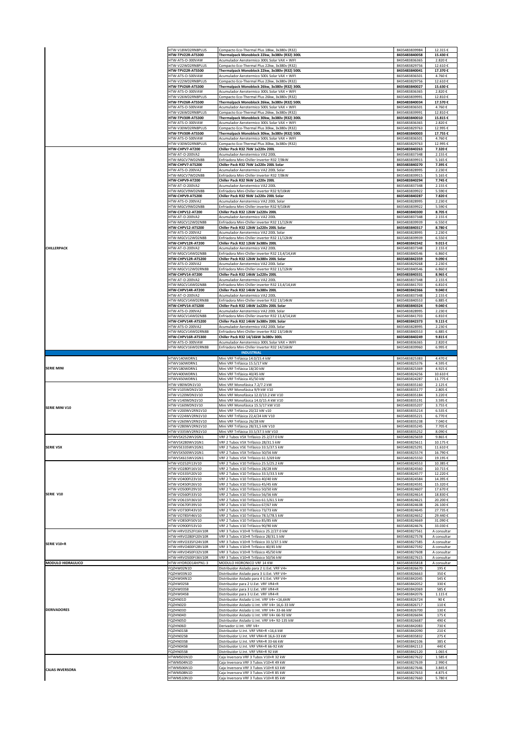| | | | | |
|---|---|---|---|---|
| | HTW-V18WD2RN8PLUS | Compacto Eco-Thermal Plus 18kw, 3x380v (R32) | 8435483839984 | 12.315 € |
| | **HTW-TPV22R-ATS300** | **Thermalpack Monoblock 22kw, 3x380v (R32) 300L** | **8435483840058** | **15.430 €** |
| | HTW-ATS-O-300VAW | Acumulador Aerotermico 300L Solar VAX + WIFI | 8435483836365 | 2.820 € |
| | HTW-V22WD2RN8PLUS | Compacto Eco-Thermal Plus 22kw, 3x380v (R32) | 8435483829756 | 12.610 € |
| | **HTW-TPV22R-ATS500** | **Thermalpack Monoblock 22kw, 3x380v (R32) 500L** | **8435483840041** | **17.370 €** |
| | HTW-ATS-O-500VAW | Acumulador Aerotermico 500L Solar VAX + WIFI | 8435483836501 | 4.760 € |
| | HTW-V22WD2RN8PLUS | Compacto Eco-Thermal Plus 22kw, 3x380v (R32) | 8435483829756 | 12.610 € |
| | **HTW-TPV26R-ATS300** | **Thermalpack Monoblock 26kw, 3x380v (R32) 300L** | **8435483840027** | **15.630 €** |
| | HTW-ATS-O-300VAW | Acumulador Aerotermico 300L Solar VAX + WIFI | 8435483836365 | 2.820 € |
| | HTW-V26WD2RN8PLUS | Compacto Eco-Thermal Plus 26kw, 3x380v (R32) | 8435483839991 | 12.810 € |
| | **HTW-TPV26R-ATS500** | **Thermalpack Monoblock 26kw, 3x380v (R32) 500L** | **8435483840034** | **17.570 €** |
| | HTW-ATS-O-500VAW | Acumulador Aerotermico 500L Solar VAX + WIFI | 8435483836501 | 4.760 € |
| | HTW-V26WD2RN8PLUS | Compacto Eco-Thermal Plus 26kw, 3x380v (R32) | 8435483839991 | 12.810 € |
| | **HTW-TPV30R-ATS300** | **Thermalpack Monoblock 30kw, 3x380v (R32) 300L** | **8435483840010** | **15.815 €** |
| | HTW-ATS-O-300VAW | Acumulador Aerotermico 300L Solar VAX + WIFI | 8435483836365 | 2.820 € |
| | HTW-V30WD2RN8PLUS | Compacto Eco-Thermal Plus 30kw, 3x380v (R32) | 8435483829763 | 12.995 € |
| | **HTW-TPV30R-ATS500** | **Thermalpack Monoblock 30kw, 3x380v (R32) 500L** | **8435483840003** | **17.755 €** |
| | HTW-ATS-O-500VAW | Acumulador Aerotermico 500L Solar VAX + WIFI | 8435483836501 | 4.760 € |
| | HTW-V30WD2RN8PLUS | Compacto Eco-Thermal Plus 30kw, 3x380v (R32) | 8435483829763 | 12.995 € |
| **CHILLERPACK** | **HTW-CHPV7-AT200** | **Chiller Pack R32 7kW 1x220v 200L** | **8435483840263** | **7.320 €** |
| | HTW-AT-O-200VA2 | Acumulador Aerotermico VA2 200L | 8435483837348 | 2.155 € |
| | HTW-MGCV7WD2N8B | Enfriadora Mini-Chiller Inverter R32 7/8kW | 8435483839915 | 5.165 € |
| | **HTW-CHPV7-ATS200** | **Chiller Pack R32 7kW 1x220v 200L Solar** | **8435483840270** | **7.395 €** |
| | HTW-ATS-O-200VA2 | Acumulador Aerotermico VA2 200L Solar | 8435483828995 | 2.230 € |
| | HTW-MGCV7WD2N8B | Enfriadora Mini-Chiller Inverter R32 7/8kW | 8435483839915 | 5.165 € |
| | **HTW-CHPV9-AT200** | **Chiller Pack R32 9kW 1x220v 200L** | **8435483840294** | **7.745 €** |
| | HTW-AT-O-200VA2 | Acumulador Aerotermico VA2 200L | 8435483837348 | 2.155 € |
| | HTW-MGCV9WD2N8B | Enfriadora Mini-chiller inverter R32 9/10kW | 8435483839922 | 5.590 € |
| | **HTW-CHPV9-ATS200** | **Chiller Pack R32 9kW 1x220v 200L Solar** | **8435483840287** | **7.820 €** |
| | HTW-ATS-O-200VA2 | Acumulador Aerotermico VA2 200L Solar | 8435483828995 | 2.230 € |
| | HTW-MGCV9WD2N8B | Enfriadora Mini-chiller inverter R32 9/10kW | 8435483839922 | 5.590 € |
| | **HTW-CHPV12-AT200** | **Chiller Pack R32 12kW 1x220v 200L** | **8435483840300** | **8.705 €** |
| | HTW-AT-O-200VA2 | Acumulador Aerotermico VA2 200L | 8435483837348 | 2.155 € |
| | HTW-MGCV12WD2N8B | Enfriadora Mini-chiller inverter R32 11/12kW | 8435483839939 | 6.550 € |
| | **HTW-CHPV12-ATS200** | **Chiller Pack R32 12kW 1x220v 200L Solar** | **8435483840317** | **8.780 €** |
| | HTW-ATS-O-200VA2 | Acumulador Aerotermico VA2 200L Solar | 8435483828995 | 2.230 € |
| | HTW-MGCV12WD2N8B | Enfriadora Mini-chiller inverter R32 11/12kW | 8435483839939 | 6.550 € |
| | **HTW-CHPV12R-AT200** | **Chiller Pack R32 12kW 3x380v 200L** | **8435483842342** | **9.015 €** |
| | HTW-AT-O-200VA2 | Acumulador Aerotermico VA2 200L | 8435483837348 | 2.155 € |
| | HTW-MGCV14WD2N8B | Enfriadora Mini-chiller inverter R32 13,4/14,kW | 8435483840546 | 6.860 € |
| | **HTW-CHPV12R-ATS200** | **Chiller Pack R32 12kW 3x380v 200L Solar** | **8435483842359** | **9.090 €** |
| | HTW-ATS-O-200VA2 | Acumulador Aerotermico VA2 200L Solar | 8435483829268 | 2.230 € |
| | HTW-MGCV12WD2RN8B | Enfriadora Mini-chiller inverter R32 11/12kW | 8435483840546 | 6.860 € |
| | **HTW-CHPV14-AT200** | **Chiller Pack R32 14kW 1x220v 200L** | **8435483840331** | **8.965 €** |
| | HTW-AT-O-200VA2 | Acumulador Aerotermico VA2 200L | 8435483837348 | 2.155 € |
| | HTW-MGCV14WD2N8B | Enfriadora Mini-chiller inverter R32 13,4/14,kW | 8435483841703 | 6.810 € |
| | **HTW-CHPV14R-AT200** | **Chiller Pack R32 14kW 3x380v 200L** | **8435483842366** | **9.040 €** |
| | HTW-AT-O-200VA2 | Acumulador Aerotermico VA2 200L | 8435483837348 | 2.155 € |
| | HTW-MGCV14WD2RN8B | Enfriadora Mini-chiller inverter R32 13/14kW | 8435483840553 | 6.885 € |
| | **HTW-CHPV14-ATS200** | **Chiller Pack R32 14kW 1x220v 200L Solar** | **8435483840324** | **9.040 €** |
| | HTW-ATS-O-200VA2 | Acumulador Aerotermico VA2 200L Solar | 8435483828995 | 2.230 € |
| | HTW-MGCV14WD2N8B | Enfriadora Mini-chiller inverter R32 13,4/14,kW | 8435483841703 | 6.810 € |
| | **HTW-CHPV14R-ATS200** | **Chiller Pack R32 14kW 3x380v 200L Solar** | **8435483842373** | **9.115 €** |
| | HTW-ATS-O-200VA2 | Acumulador Aerotermico VA2 200L Solar | 8435483828995 | 2.230 € |
| | HTW-MGCV14WD2RN8B | Enfriadora Mini-chiller inverter R32 13/14kW | 8435483840553 | 6.885 € |
| | **HTW-CHPV16R-ATS300** | **Chiller Pack R32 14/16kW 3x380v 300L** | **8435483840249** | **9.815 €** |
| | HTW-ATS-O-300VAW | Acumulador Aerotermico 300L Solar VAX + WIFI | 8435483836365 | 2.820 € |
| | HTW-MGCV16WD2RN8B | Enfriadora Mini-Chiller Inverter R32 14/16kW | 8435483839960 | 6.995 € |
| | **INDUSTRIAL** | | | |
| **SERIE MINI** | HTWV140WDRN1 | Mini VRF Trifásica 14.0/15.4 kW | 8435483825383 | 4.470 € |
| | HTWV160WDRN1 | Mini VRF Trifásica 15.5/17 kW | 8435483825376 | 4.595 € |
| | HTWV180WDRN1 | Mini VRF Trifásica 18/20 kW | 8435483825369 | 4.925 € |
| | HTWV400WDRN1 | Mini VRF Trifásica 40/45 kW | 8435483824256 | 10.610 € |
| | HTWV450WDRN1 | Mini VRF Trifásica 45/50 kW | 8435483824287 | 11.775 € |
| **SERIE MINI V10** | HTW-V80WDN1V10 | Mini VRF Monofásica 7.2/7.2 kW | 8435483835160 | 2.125 € |
| | HTW-V105WDN1V10 | Mini VRF Monofásica 9/9 kW V10 | 8435483835177 | 2.805 € |
| | HTW-V120WDN1V10 | Mini VRF Monofásica 12.0/13.2 kW V10 | 8435483835184 | 3.220 € |
| | HTW-V140WDN1V10 | Mini VRF Monofásica 14.0/15.4 kW V10 | 8435483835191 | 3.595 € |
| | HTW-V160WDN1V10 | Mini VRF Monofásica 15.5/17 kW V10 | 8435483835207 | 3.755 € |
| | HTW-V200WV2RN1V10 | Mini VRF Trifásica 20/22 kW v10 | 8435483835214 | 6.535 € |
| | HTW-V224WV2RN1V10 | Mini VRF Trifásica 22,4/24 kW V10 | 8435483835221 | 6.770 € |
| | HTW-V260WV2RN1V10 | Mini VRF Trifásica 26/28 kW | 8435483835238 | 7.040 € |
| | HTW-V280WV2RN1V10 | Mini VRF Trifásica 28/31,5 kW V10 | 8435483835245 | 7.705 € |
| | HTW-V335WV2RN1V10 | Mini VRF Trifásica 33.5/37.5 kW V10 | 8435483835252 | 8.090 € |
| **SERIE V5X** | HTWV5X252WV2GN1 | VRF 2 Tubos V5X Trifásico 25.2/27.0 kW | 8435483825659 | 9.865 € |
| | HTWV5X280WV2GN1 | VRF 2 Tubos V5X Trifásico 28/31.5 kW | 8435483825611 | 10.175 € |
| | HTWV5E335WV2GN1 | VRF 2 Tubos V5E Trifásico 33.5/37.5 kW | 8435483825291 | 11.610 € |
| | HTWV5X500WV2GN1 | VRF 2 Tubos V5X Trifásico 50/56 kW | 8435483825574 | 16.790 € |
| | HTWV5X615WV2GN1 | VRF 2 Tubos V5X Trifásico 61.5/69 kW | 8435483825550 | 19.195 € |
| **SERIE V10** | HTW-VO252FI13V10 | VRF 2 Tubos V10 Trifásico 25.2/25.2 kW | 8435483824553 | 10.385 € |
| | HTW-VO280FI16V10 | VRF 2 Tubos V10 Trifásico 28/28 kW | 8435483824560 | 10.715 € |
| | HTW-VO335FI20V10 | VRF 2 Tubos V10 Trifásico 33.5/33.5 kW | 8435483824577 | 12.220 € |
| | HTW-VO400FI23V10 | VRF 2 Tubos V10 Trifásico 40/40 kW | 8435483824584 | 14.395 € |
| | HTW-VO450FI26V10 | VRF 2 Tubos V10 Trifásico 45/45 kW | 8435483824591 | 15.320 € |
| | HTW-VO500FI29V10 | VRF 2 Tubos V10 Trifásico 50/50 kW | 8435483824607 | 17.670 € |
| | HTW-VO560FI33V10 | VRF 2 Tubos V10 Trifásico 56/56 kW | 8435483824614 | 18.830 € |
| | HTW-VO615FI36V10 | VRF 2 Tubos V10 Trifásico 61.5/61.5 kW | 8435483824621 | 20.200 € |
| | HTW-VO670FI39V10 | VRF 2 Tubos V10 Trifásico 67/67 kW | 8435483824638 | 26.100 € |
| | HTW-VO730FI43V10 | VRF 2 Tubos V10 Trifásico 73/73 kW | 8435483824645 | 27.735 € |
| | HTW-VO785FI46V10 | VRF 2 Tubos V10 Trifásico 78.5/78.5 kW | 8435483824652 | 29.440 € |
| | HTW-VO850FI50V10 | VRF 2 Tubos V10 Trifásico 85/85 kW | 8435483824669 | 31.090 € |
| | HTW-VO900FI53V10 | VRF 2 Tubos V10 Trifásico 90/90 kW | 8435483824676 | 33.030 € |
| **SERIE V10+R** | HTW-HRVO252FI16V10R | VRF 3 Tubos V10+R Trifásico 25.2/27.0 kW | 8435483827561 | A consultar |
| | HTW-HRVO280FI20V10R | VRF 3 Tubos V10+R Trifásico 28/31.5 kW | 8435483827578 | A consultar |
| | HTW-HRVO335FI24V10R | VRF 3 Tubos V10+R Trifásico 33.5/37.5 kW | 8435483827585 | A consultar |
| | HTW-HRVO400FI28V10R | VRF 3 Tubos V10+R Trifásico 40/45 kW | 8435483827592 | A consultar |
| | HTW-HRVO450FI32V10R | VRF 3 Tubos V10+R Trifásico 45/50 kW | 8435483827608 | A consultar |
| | HTW-HRVO500FI36V10R | VRF 3 Tubos V10+R Trifásico 50/56 kW | 8435483827615 | A consultar |
| **MODULO HIDRAULICO** | HTW-HYDROD14HPN1-3 | MODULO HIDRONICO VRF 14 KW | 8435483835818 | A consultar |
| **DERIVADORES** | FQZHW02N1D | Distribuidor Aislado para 2 U.Ext. VRF V4+ | 8435483826670 | 195 € |
| | FQZHW03N1D | Distribuidor Aislado para 3 U.Ext. VRF V4+ | 8435483826663 | 350 € |
| | FQZHW04N1D | Distribuidor Aislado para 4 U.Ext. VRF V4+ | 8435483842045 | 545 € |
| | FQZHW02SB | Distribuidor para 2 U.Ext. VRF VR4+R | 8435483842052 | 330 € |
| | FQZHW03SB | Distribuidor para 3 U.Ext. VRF VR4+R | 8435483842069 | 585 € |
| | FQZHW04SB | Distribuidor para 3 U.Ext. VRF VR4+R | 8435483842076 | 1.115 € |
| | FQZHN01D | Distribuidor Aislado U.Int. VRF V4+ <16,6kW | 8435483826724 | 90 € |
| | FQZHN02D | Distribuidor Aislado U.Int. VRF V4+ 16,6-33 kW | 8435483826717 | 110 € |
| | FQZHN03D | Distribuidor Aislado U.Int. VRF V4+ 33-66 kW | 8435483826700 | 130 € |
| | FQZHN04D | Distribuidor Aislado U.Int. VRF V4+ 66-92 kW | 8435483826694 | 175 € |
| | FQZHN05D | Distribuidor Aislado U.Int. VRF V4+ 92-135 kW | 8435483826687 | 490 € |
| | FQZHN06D | Derivador U.Int. VRF V4+ | 8435483842083 | 730 € |
| | FQZHN01SB | Distribuidor U.Int. VRF VR4+R <16,6 kW | 8435483842090 | 210 € |
| | FQZHN02SB | Distribuidor U.Int. VRF VR4+R 16,6-33 kW | 8435483835832 | 275 € |
| | FQZHN03SB | Distribuidor U.Int. VRF VR4+R 33-66 kW | 8435483842106 | 385 € |
| | FQZHN04SB | Distribuidor U.Int. VRF VR4+R 66-92 kW | 8435483842113 | 440 € |
| | FQZHN05SB | Distribuidor U.Int. VRF VR4+R 92 kW | 8435483842120 | 1.065 € |
| **CAJAS INVERSORA** | HTWMS01N1D | Caja Inversora VRF 3 Tubos V10+R 32 kW | 8435483827622 | 1.585 € |
| | HTWMS04N1D | Caja Inversora VRF 3 Tubos V10+R 49 kW | 8435483827639 | 2.990 € |
| | HTWMS06N1D | Caja Inversora VRF 3 Tubos V10+R 63 kW | 8435483827646 | 3.845 € |
| | HTWMS08N1D | Caja Inversora VRF 3 Tubos V10+R 85 kW | 8435483827653 | 4.875 € |
| | HTWMS10N1D | Caja Inversora VRF 3 Tubos V10+R 85 kW | 8435483827660 | 5.780 € |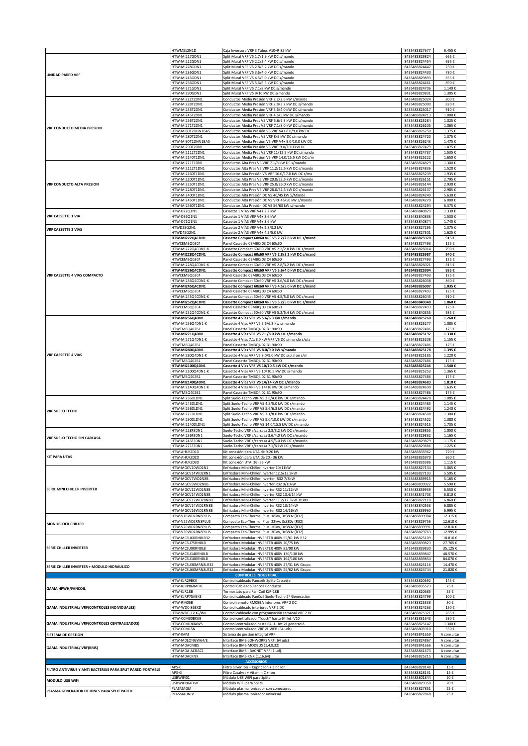| | | | | |
|---|---|---|---|---|
| | HTWMS12N1D | Caja Inversora VRF 3 Tubos V10+R 85 kW | 8435483827677 | 6.455 € |
| UNIDAD PARED VRF | HTW-MI217GDN1 | Split Mural VRF V5 1.7/1.9 kW DC s/mando | 8435483829824 | 665 € |
| | HTW-MI222GDN1 | Split Mural VRF V5 2.2/2.4 kW DC s/mando | 8435483824454 | 695 € |
| | HTW-MI228GDN1 | Split Mural VRF V5 2.8/3.2 kW DC s/mando | 8435483824447 | 730 € |
| | HTW-MI236GDN1 | Split Mural VRF V5 3.6/4.0 kW DC s/mando | 8435483824430 | 780 € |
| | HTW-MI245GDN1 | Split Mural VRF V5 4.5/5.0 kW DC s/mando | 8435483829893 | 855 € |
| | HTW-MI256GDN1 | Split Mural VRF V5 5.6/6.3 kW DC s/mando | 8435483824461 | 890 € |
| | HTW-MI271GDN1 | Split Mural VRF V5 7.1/8 kW DC s/mando | 8435483824706 | 1.140 € |
| | HTW-MI290GDN1 | Split Mural VRF V5 9/10 kW DC s/mando | 8435483829831 | 1.305 € |
| VRF CONDUCTO MEDIA PRESION | HTW-MI222T2DN1 | Conductos Media Presión VRF 2.2/2.6 kW s/mando | 8435483825024 | 800 € |
| | HTW-MI228T2DN1 | Conductos Media Presión VRF 2.8/3.2 kW DC s/mando | 8435483825000 | 820 € |
| | HTW-MI236T2DN1 | Conductos Media Presión VRF 3.6/4.0 kW DC s/mando | 8435483825017 | 910 € |
| | HTW-MI245T2DN1 | Conductos Media Presión VRF 4.5/5 kW DC s/mando | 8435483824713 | 1.000 € |
| | HTW-MI256T2DN1 | Conductos Media Pres V5 VRF 5.6/6.3 kW DC s/mando | 8435483825284 | 1.025 € |
| | HTW-MI271T2DN1 | Conductos Media Pres V5 VRF 7.1/8.0 kW DC s/mando | 8435483826205 | 1.065 € |
| | HTW-MI80T2DHN1BA5 | Conductos Media Presión V5 VRF V4+ 8.0/9.0 kW DC | 8435483826250 | 1.375 € |
| | HTW-MI280T2DN1 | Conductos Media Pres V5 VRF 8/9 kW DC s/mando | 8435483824720 | 1.375 € |
| | HTW-MI90T2DHN1BA5 | Conductos Media Presión V5 VRF V4+ 9.0/10.0 kW DC | 8435483826243 | 1.475 € |
| | HTW-MI290T2DN1 | Conductos Media Presión V5 VRF 9.0/10.0 kW DC | 8435483827479 | 1.475 € |
| | HTW-MI2112T2DN1 | Conductos Media Pres V5 VRF 11/12.5 kW DC s/mando | 8435483824737 | 1.535 € |
| | HTW-MI2140T2DN1 | Conductos Media Presión V5 VRF 14.0/15.5 kW DC s/m | 8435483825222 | 1.650 € |
| VRF CONDUCTO ALTA PRESION | HTW-MI271T1DN1 | Conductos Alta Pres V5 VRF 7.1/8 kW DC s/mando | 8435483824829 | 1.300 € |
| | HTW-MI2112T1DN1 | Conductos Alta Pres V5 VRF 11.2/12.5 kW DC s/mando | 8435483824836 | 1.520 € |
| | HTW-MI2160T1DN1 | Conductos Alta Presión V5 VRF 16.0/17.0 kW DC s/ma | 8435483825239 | 1.935 € |
| | HTW-MI2200T1DN1 | Conductos Alta Pres V5 VRF 20.0/22.5 kW DC s/mando | 8435483826151 | 2.795 € |
| | HTW-MI2250T1DN1 | Conductos Alta Pres V5 VRF 25.0/26.0 kW DC s/mando | 8435483826144 | 2.930 € |
| | HTW-MI2280T1DN1 | Conductos Alta Pres V5 VRF 28.0/31.5 kW DC s/mando | 8435483826137 | 2.985 € |
| | HTW-MI2400T1DN1 | Conductos Alta Presión DC V5 40/45 kW S/Mando | 8435483824249 | 5.630 € |
| | HTW-MI2450T1DN1 | Conductos Alta Presión DC V5 VRF 45/50 kW s/mando | 8435483824270 | 6.000 € |
| | HTW-MI2560T1DN1 | Conductos Alta Presión DC V5 56/63 kW s/mando | 8435483824294 | 6.375 € |
| VRF CASSETTE 1 VIA | HTW-D22Q1N1 | Cassette 1 VÍAS VRF V4+ 2.2 kW | 8435483840829 | 1.330 € |
| | HTW-D36Q1N1 | Cassette 1 VÍAS VRF V4+ 3.6 kW | 8435483840836 | 1.530 € |
| | HTW-D71Q1N1 | Cassette 1 VÍAS VRF V4+ 3.6 kW | 8435483840874 | 1.745 € |
| VRF CASSETTE 2 VIAS | HTWD28Q2N1 | Cassette 2 VÍAS VRF V4+ 2.8/3.2 kW | 8435483827295 | 1.375 € |
| | HTWD45Q2N1 | Cassette 2 VÍAS VRF V4+ 4.5/5.0 kW | 8435483827301 | 1.625 € |
| VRF CASSETTE 4 VIAS COMPACTO | **HTW-MI222Q4CDN1** | **Cassette Compact 60x60 VRF V5 2.2/2.8 kW DC s/mand** | **8435483825970** | **915 €** |
| | HTWCEMBQ03C4 | Panel Cassette CEMBQ 03 C4 60x60 | 8435483827493 | 125 € |
| | HTW-MI222Q4CDN1-K | Cassette Compact 60x60 VRF V5 2.2/2.8 kW DC s/mand | 8435483826014 | 790 € |
| | **HTW-MI228Q4CDN1** | **Cassette Compact 60x60 VRF V5 2.8/3.2 kW DC s/mand** | **8435483825987** | **940 €** |
| | HTWCEMBQ03C4 | Panel Cassette CEMBQ 03 C4 60x60 | 8435483827493 | 125 € |
| | HTW-MI228Q4CDN1-K | Cassette Compact 60x60 VRF V5 2.8/3.2 kW DC s/mand | 8435483826021 | 815 € |
| | **HTW-MI236Q4CDN1** | **Cassette Compact 60x60 VRF V5 3.6/4.0 kW DC s/mand** | **8435483825994** | **985 €** |
| | HTWCEMBQ03C4 | Panel Cassette CEMBQ 03 C4 60x60 | 8435483827493 | 125 € |
| | HTW-MI236Q4CDN1-K | Cassette Compact 60x60 VRF V5 3.6/4.0 kW DC s/mand | 8435483826038 | 860 € |
| | **HTW-MI245Q4CDN1** | **Cassette Compact 60x60 VRF V5 4.5/5.0 kW DC s/mand** | **8435483826007** | **1.035 €** |
| | HTWCEMBQ03C4 | Panel Cassette CEMBQ 03 C4 60x60 | 8435483827493 | 125 € |
| | HTW-MI245Q4CDN1-K | Cassette Compact 60x60 VRF V5 4.5/5.0 kW DC s/mand | 8435483826045 | 910 € |
| | **HTW-MI252Q4CDN1** | **Cassette Compact 60x60 VRF V5 5.2/5.0 kW DC s/mand** | **8435483840348** | **1.060 €** |
| | HTWCEMBQ03C4 | Panel Cassette CEMBQ 03 C4 60x60 | 8435483827493 | 125 € |
| | HTW-MI252Q4CDN1-K | Cassette Compact 60x60 VRF V5 5.2/5.4 kW DC s/mand | 8435483840355 | 935 € |
| VRF CASSETTE 4 VIAS | **HTW-MI256Q4DN1** | **Cassette 4 Vías VRF V5 5.6/6.3 Kw s/mando** | **8435483825260** | **1.260 €** |
| | HTW-MI256Q4DN1-K | Cassette 4 Vías VRF V5 5.6/6.3 Kw s/mando | 8435483825277 | 1.085 € |
| | HTWTMBQ402B1 | Panel Cassette TMBQ4 02 B1 90x90 | 8435483827486 | 175 € |
| | **HTW-MI271Q4DN1** | **Cassette 4 Vías VRF V5 7.1/8.0 kW DC s/mando** | **8435483825192** | **1.330 €** |
| | HTW-MI271Q4DN1-K | Cassette 4 Vías 7.1/8.0 kW VRF V5 DC s/mando s/pla | 8435483825208 | 1.155 € |
| | HTWTMBQ402B1 | Panel Cassette TMBQ4 02 B1 90x90 | 8435483827486 | 175 € |
| | **HTW-MI280Q4DN1** | **Cassette 4 Vías VRF V5 8.0/9.0 kW s/mando** | **8435483825178** | **1.395 €** |
| | HTW-MI280Q4DN1-K | Cassette 4 Vías VRF V5 8.0/9.0 kW DC s/plafon s/m | 8435483825185 | 1.220 € |
| | HTWTMBQ402B1 | Panel Cassette TMBQ4 02 B1 90x90 | 8435483827486 | 175 € |
| | **HTW-MI2100Q4DN1** | **Cassette 4 Vías VRF V5 10/10.5 kW DC s/mando** | **8435483825246** | **1.540 €** |
| | HTW-MI2100Q4DN1-K | Cassette 4 Vías VRF V5 10/10.5 kW DC s/mando | 8435483825253 | 1.365 € |
| | HTWTMBQ402B1 | Panel Cassette TMBQ4 02 B1 90x90 | 8435483827486 | 175 € |
| | **HTW-MI2140Q4DN1** | **Cassette 4 Vías VRF V5 14/14 kW DC s/mando** | **8435483824683** | **1.810 €** |
| | HTW-MI2140Q4DN1-K | Cassette 4 Vías VRF V5 14/16 kW DC s/mando | 8435483824690 | 1.635 € |
| | HTWTMBQ402B1 | Panel Cassette TMBQ4 02 B1 90x90 | 8435483827486 | 175 € |
| VRF SUELO TECHO | HTW-MI236DLDN1 | Split Suelo-Techo VRF V5 3.6/4.0 kW DC s/mando | 8435483824478 | 1.085 € |
| | HTW-MI245DLDN1 | Split Suelo-Techo VRF V5 4.5/5.0 kW DC s/mando | 8435483824485 | 1.145 € |
| | HTW-MI256DLDN1 | Split Suelo-Techo VRF V5 5.6/6.3 kW DC s/mando | 8435483824492 | 1.240 € |
| | HTW-MI271DLDN1 | Split Suelo-Techo VRF V5 7.1/8.0 kW DC s/mando | 8435483824508 | 1.300 € |
| | HTW-MI290DLDN1 | Split Suelo-Techo VRF V5 9.0/10.0 kW DC s/mando | 8435483824522 | 1.380 € |
| | HTW-MI2140DLDN1 | Split Suelo-Techo VRF V5 14.0/15.5 kW DC s/mando | 8435483824515 | 1.735 € |
| VRF SUELO TECHO SIN CARCASA | HTW-MI228F3DN1 | Suelo-Techo VRF s/carcasa 2.8/3.2 kW DC s/mando | 8435483829855 | 1.050 € |
| | HTW-MI236F3DN1 | Suelo-Techo VRF s/carcasa 3.6/4.0 kW DC s/mando | 8435483829862 | 1.165 € |
| | HTW-MI245F3DN1 | Suelo-Techo VRF s/carcasa 4.5/5.0 kW DC s/mando | 8435483829879 | 1.175 € |
| | HTW-MI271F3DN1 | Suelo-Techo VRF s/carcasa 7.1/8 kW DC s/mando | 8435483829886 | 1.225 € |
| KIT PARA UTAS | HTW-AHUKZ01D | Kit conexión para UTA de 9-20 kW | 8435483835962 | 720 € |
| | HTW-AHUKZ02D | Kit conexión para UTA de 20 - 36 kW | 8435483835979 | 860 € |
| | HTW-AHUKZ03D | Kit conexión UTA 36 -56 kW | 8435483835986 | 1.115 € |
| SERIE MINI CHILLER INVERTER | HTW-MGCV10WD2N1 | Enfriadora Mini-Chiller inverter 10/11kW | 8435483827134 | 5.065 € |
| | HTW-MGCV14WD2RN1 | Enfriadora Mini-Chiller inverter 12.5/13.8kW | 8435483827103 | 5.505 € |
| | HTW-MGCV7WD2N8B | Enfriadora Mini-Chiller Inverter R32 7/8kW | 8435483839915 | 5.165 € |
| | HTW-MGCV9WD2N8B | Enfriadora Mini-Chiller inverter R32 9/10kW | 8435483839922 | 5.590 € |
| | HTW-MGCV12WD2N8B | Enfriadora Mini-Chiller inverter R32 11/12kW | 8435483839939 | 6.550 € |
| | HTW-MGCV14WD2N8B | Enfriadora Mini-Chiller inverter R32 13,4/14,kW | 8435483841703 | 6.810 € |
| | HTW-MGCV12WD2RN8B | Enfriadora Mini-Chiller Inverter 11.2/12.3kW 3x380 | 8435483827110 | 6.860 € |
| | HTW-MGCV14WD2RN8B | Enfriadora Mini-Chiller inverter R32 13/14kW | 8435483840553 | 6.885 € |
| | HTW-MGCV16WD2RN8B | Enfriadora Mini-Chiller inverter R32 14/16kW | 8435483839960 | 6.995 € |
| MONOBLOCK CHILLER | HTW-V18WD2RN8PLUS | Compacto Eco-Thermal Plus 18kw, 3x380v (R32) | 8435483839984 | 12.315 € |
| | HTW-V22WD2RN8PLUS | Compacto Eco-Thermal Plus 22kw, 3x380v (R32) | 8435483829756 | 12.610 € |
| | HTW-V26WD2RN8PLUS | Compacto Eco-Thermal Plus 26kw, 3x380v (R32) | 8435483839991 | 12.810 € |
| | HTW-V30WD2RN8PLUS | Compacto Eco-Thermal Plus 30kw, 3x380v (R32) | 8435483829763 | 12.995 € |
| SERIE CHILLER INVERTER | HTW-MCSU60RN8LR32 | Enfriadora Modular INVERTER 400V 55/61 kW R32 | 8435483825109 | 18.810 € |
| | HTW-MCSU75RN8LB | Enfriadora Modular INVERTER 400V 70/75 kW | 8435483839823 | 27.705 € |
| | HTW-MCSU90RN8LB | Enfriadora Modular INVERTER 400V 82/90 kW | 8435483839830 | 35.125 € |
| | HTW-MCSU140RN8LB | Enfriadora Modular INVERTER 400V 130/138 kW | 8435483839847 | 48.570 € |
| | HTW-MCSU180RN8LB | Enfriadora Modular INVERTER 400V 164/180 kW | 8435483839854 | 84.070 € |
| SERIE CHILLER INVERTER + MODULO HIDRAULICO | HTW-MCSU30MRN8LR32 | Enfriadora Modular INVERTER 400V 27/31 kW Grupo | 8435483825116 | 14.470 € |
| | HTW-MCSU60MRN8LR32 | Enfriadora Modular INVERTER 400V 55/62 kW Grupo | 8435483824744 | 21.820 € |
| | | **CONTROLES INDUSTRIAL** | | |
| GAMA HPWH/FANCOIL | HTW-KJR29BKE | Control cableado Fancoils Splits-Cassette | 8435483820692 | 145 € |
| | HTW-KJRP86IMFKE | Control Cableado Fancoil Conducto | 8435483835573 | 75 € |
| | HTW-KJR18B | Termostato para Fan-Coil KJR-18B | 8435483820685 | 55 € |
| | HTW-KJRP75ABKE | Control cableado FanCoil Suelo-Techo 2º Generación | 8435483824799 | 100 € |
| GAMA INDUSTRIAL/ VRF(CONTROLES INDIVIDUALES) | HTW-RM05B | Control remoto RM05BA interiores VRF 2 DC | 8435483825338 | 50 € |
| | HTW-WDC-86EKD | Control cableado interiores VRF 2 DC | 8435483824263 | 150 € |
| | HTW-WDC-120G/WK | Control cableado con programación semanal VRF 2 DC | 8435483825321 | 285 € |
| GAMA INDUSTRIAL/ VRF(CONTROLES CENTRALIZADOS) | HTW-CCM30BKEB | Control centralizado "Touch" hasta 64 Int. V10 | 8435483831643 | 530 € |
| | HTW-CCM180AWS | Control centralizado hasta 64 U.. Int.2ª generació | 8435483825147 | 1.300 € |
| | HTW-CCM15N | Control centralizado VRF 2ª WEB (64 uds) | 8435483805910 | 550 € |
| SISTEMA DE GESTION | HTW-IMM | Sistema de gestión integral VRF | 8435483841659 | A consultar |
| GAMA INDUSTRIAL/ VRF(BMS) | HTW-MDLONGW64/E | Interface BMS-LONWORKS VRF (64 uds) | 8435483824867 | A consultar |
| | HTW-MDACMBS | Interface BMS-MODBUS (1,4,8,32) | 8435483841666 | A consultar |
| | HTW-MDA-ACBAC1 | Interface BMS - BACNET VRF (1 ud). | 8435483841673 | A consultar |
| | HTW-MDACKNX | Interface BMS-KNX (1,16,64) | 8435483825215 | A consultar |
| | | **ACCESORIOS** | | |
| FILTRO ANTIVIRUS Y ANTI BACTERIAS PARA SPLIT PARED-PORTABLE | APS-C | Filtro Silver Ion + Cupric Ion + Zinc Ion | 8435483828148 | 15 € |
| | APS-G | Filtro Catalyst + Vitamin C + Ion | 8435483828131 | 15 € |
| MODULO USB WiFi | USBWIFI01 | Módulo USB WIFI para Splits | 8435483801844 | 20 € |
| | USBWIFI06HTW | Módulo WIFI para Splits | 8435483829350 | 20 € |
| PLASMA GENERADOR DE IONES PARA SPLIT PARED | PLASMAGIA | Módulo plasma ionizador con conectores | 8435483827851 | 25 € |
| | PLASMAUNIV | Módulo plasma ionizador universal | 8435483827868 | 25 € |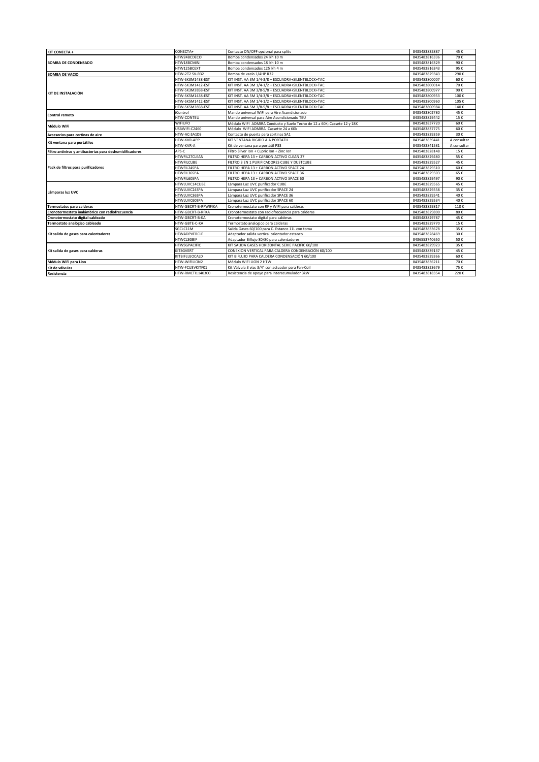| | | | | |
|---|---|---|---|---|
| **KIT CONECTA +** | CONECTA+ | Contacto ON/OFF opcional para splits | 8435483835887 | 45 € |
| **BOMBA DE CONDENSADO** | HTW24BCDECO | Bomba condensados 24 l/h 10 m | 8435483816336 | 70 € |
| | HTW18BCMINI | Bomba condensados 18 l/h 10 m | 8435483816329 | 90 € |
| | HTW125BCEXT | Bomba condensados 125 l/h 4 m | 8435483816343 | 95 € |
| **BOMBA DE VACIO** | HTW-2T2 5V-R32 | Bomba de vacío 1/4HP R32 | 8435483829343 | 290 € |
| **KIT DE INSTALACIÓN** | HTW-SK3M1438-EST | KIT INST. AA 3M 1/4-3/8 + ESCUADRA+SILENTBLOCK+TAC | 8435483800007 | 60 € |
| | HTW-SK3M1412-EST | KIT INST. AA 3M 1/4-1/2 + ESCUADRA+SILENTBLOCK+TAC | 8435483800014 | 70 € |
| | HTW-SK3M3858-EST | KIT INST. AA 3M 3/8-5/8 + ESCUADRA+SILENTBLOCK+TAC | 8435483800977 | 90 € |
| | HTW-SK5M1438-EST | KIT INST. AA 5M 1/4-3/8 + ESCUADRA+SILENTBLOCK+TAC | 8435483800953 | 100 € |
| | HTW-SK5M1412-EST | KIT INST. AA 5M 1/4-1/2 + ESCUADRA+SILENTBLOCK+TAC | 8435483800960 | 105 € |
| | HTW-SK5M3858-EST | KIT INST. AA 5M 3/8-5/8 + ESCUADRA+SILENTBLOCK+TAC | 8435483800984 | 140 € |
| **Control remoto** | iControl | Mando universal WiFi para Aire Acondicionado | 8435483802780 | 45 € |
| | HTW-CONTEU | Mando universal para Aire Acondicionado TEU | 8435483829442 | 15 € |
| **Módulo WiFi** | WIFIUFO | Módulo WIFI ADMIRA Conducto y Suelo Techo de 12 a 60K; Cassete 12 y 18K | 8435483837720 | 60 € |
| | USBWIFI-C2460 | Módulo WIFI ADMIRA Cassette 24 a 60k | 8435483837775 | 60 € |
| **Accesorios para cortinas de aire** | HTW-AC-SA1DS | Contacto de puerta para cortinas SA1 | 8435483839359 | 30 € |
| **Kit ventana para portátiles** | HTW-KVR-APP | KIT VENTANA RIGIDO A.A PORTATIL | 8435483839441 | A consultar |
| | HTW-KVR-A | Kit de ventana para portátil P33 | 8435483841581 | A consultar |
| **Filtro antivirus y antibacterias para deshumidificadores** | APS-C | Filtro Silver Ion + Cupric Ion + Zinc Ion | 8435483828148 | 15 € |
| **Pack de filtros para purificadores** | HTWFIL27CLEAN | FILTRO HEPA 13 + CARBON ACTIVO CLEAN 27 | 8435483829480 | 55 € |
| | HTWFILCUBE | FILTRO 3 EN 1 PURIFICADORES CUBE Y DUSTCUBE | 8435483829527 | 45 € |
| | HTWFIL24SPA | FILTRO HEPA 13 + CARBON ACTIVO SPACE 24 | 8435483829510 | 60 € |
| | HTWFIL36SPA | FILTRO HEPA 13 + CARBON ACTIVO SPACE 36 | 8435483829503 | 65 € |
| | HTWFIL60SPA | FILTRO HEPA 13 + CARBON ACTIVO SPACE 60 | 8435483829497 | 90 € |
| **Lámparas luz UVC** | HTWLUVC14CUBE | Lámpara Luz UVC purificador CUBE | 8435483829565 | 45 € |
| | HTWLUVC24SPA | Lámpara Luz UVC purificador SPACE 24 | 8435483829558 | 35 € |
| | HTWLUVC36SPA | Lámpara Luz UVC purificador SPACE 36 | 8435483829541 | 40 € |
| | HTWLUVC60SPA | Lámpara Luz UVC purificador SPACE 60 | 8435483829534 | 40 € |
| **Termostatos para calderas** | HTW-GBCRT-B-RFWIFIKA | Cronotermostato con RF y WIFI para calderas | 8435483829817 | 110 € |
| **Cronotermostato inalámbrico con radiofrecuencia** | HTW-GBCRT-B-RFKA | Cronotermostato con radiofrecuencia para calderas | 8435483829800 | 80 € |
| **Cronotermostato digital cableado** | HTW-GBCRT-B-KA | Cronotermostato digital para calderas | 8435483829787 | 45 € |
| **Termostato analógico cableado** | HTW-GBTE-C-KA | Termostato analogico para calderas | 8435483829770 | 15 € |
| **Kit salida de gases para calentadores** | SGCLC11M | Salida Gases 60/100 para C. Estanco 11L con toma | 8435483833678 | 35 € |
| | HTWADPVERCLE | Adaptador salida vertical calentador estanco | 8435483828469 | 30 € |
| | HTWCLSGBIF | Adaptador Biflujo 80/80 para calentadores | 8436553740650 | 50 € |
| **Kit salida de gases para calderas** | HTWSGPACIFIC | KIT SALIDA GASES HORIZONTAL SERIE PACIFIC 60/100 | 8435483829923 | 35 € |
| | KITSGVERT | CONEXION VERTICAL PARA CALDERA CONDENSACIÓN 60/100 | 8435483839137 | 45 € |
| | KITBIFLUJOCALD | KIT BIFLUJO PARA CALDERA CONDENSACIÓN 60/100 | 8435483839366 | 60 € |
| **Módulo WiFi para Lion** | HTW-WIFILION2 | Módulo WIFI LION 2 HTW | 8435483836211 | 70 € |
| **Kit de válvulas** | HTW-FCU3VKITF01 | Kit Válvula 3 vías 3/4" con actuador para Fan-Coil | 8435483823679 | 75 € |
| **Resistencia** | HTW-RMCTI1140300 | Resistencia de apoyo para Interacumulador 3kW | 8435483818354 | 220 € |